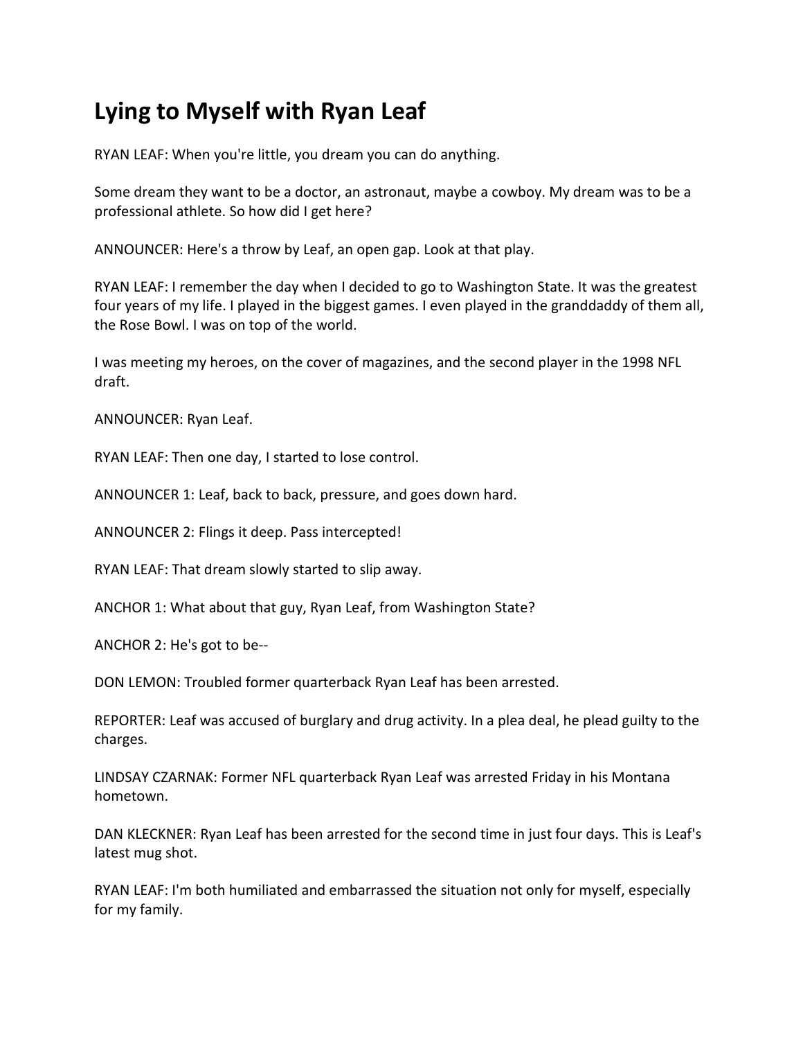# Lying to Myself with Ryan Leaf

RYAN LEAF: When you're little, you dream you can do anything.

Some dream they want to be a doctor, an astronaut, maybe a cowboy. My dream was to be a professional athlete. So how did I get here?

ANNOUNCER: Here's a throw by Leaf, an open gap. Look at that play.

RYAN LEAF: I remember the day when I decided to go to Washington State. It was the greatest four years of my life. I played in the biggest games. I even played in the granddaddy of them all, the Rose Bowl. I was on top of the world.

I was meeting my heroes, on the cover of magazines, and the second player in the 1998 NFL draft.

ANNOUNCER: Ryan Leaf.

RYAN LEAF: Then one day, I started to lose control.

ANNOUNCER 1: Leaf, back to back, pressure, and goes down hard.

ANNOUNCER 2: Flings it deep. Pass intercepted!

RYAN LEAF: That dream slowly started to slip away.

ANCHOR 1: What about that guy, Ryan Leaf, from Washington State?

ANCHOR 2: He's got to be--

DON LEMON: Troubled former quarterback Ryan Leaf has been arrested.

REPORTER: Leaf was accused of burglary and drug activity. In a plea deal, he plead guilty to the charges.

LINDSAY CZARNAK: Former NFL quarterback Ryan Leaf was arrested Friday in his Montana hometown.

DAN KLECKNER: Ryan Leaf has been arrested for the second time in just four days. This is Leaf's latest mug shot.

RYAN LEAF: I'm both humiliated and embarrassed the situation not only for myself, especially for my family.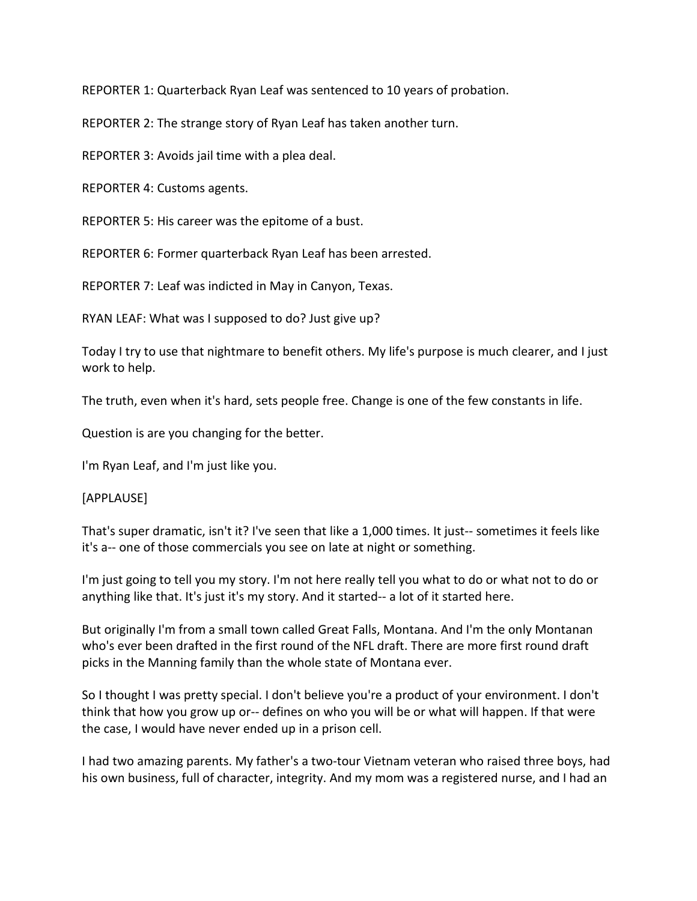REPORTER 1: Quarterback Ryan Leaf was sentenced to 10 years of probation.

REPORTER 2: The strange story of Ryan Leaf has taken another turn.

REPORTER 3: Avoids jail time with a plea deal.

REPORTER 4: Customs agents.

REPORTER 5: His career was the epitome of a bust.

REPORTER 6: Former quarterback Ryan Leaf has been arrested.

REPORTER 7: Leaf was indicted in May in Canyon, Texas.

RYAN LEAF: What was I supposed to do? Just give up?

Today I try to use that nightmare to benefit others. My life's purpose is much clearer, and I just work to help.

The truth, even when it's hard, sets people free. Change is one of the few constants in life.

Question is are you changing for the better.

I'm Ryan Leaf, and I'm just like you.

[APPLAUSE]

That's super dramatic, isn't it? I've seen that like a 1,000 times. It just-- sometimes it feels like it's a-- one of those commercials you see on late at night or something.

I'm just going to tell you my story. I'm not here really tell you what to do or what not to do or anything like that. It's just it's my story. And it started-- a lot of it started here.

But originally I'm from a small town called Great Falls, Montana. And I'm the only Montanan who's ever been drafted in the first round of the NFL draft. There are more first round draft picks in the Manning family than the whole state of Montana ever.

So I thought I was pretty special. I don't believe you're a product of your environment. I don't think that how you grow up or-- defines on who you will be or what will happen. If that were the case, I would have never ended up in a prison cell.

I had two amazing parents. My father's a two-tour Vietnam veteran who raised three boys, had his own business, full of character, integrity. And my mom was a registered nurse, and I had an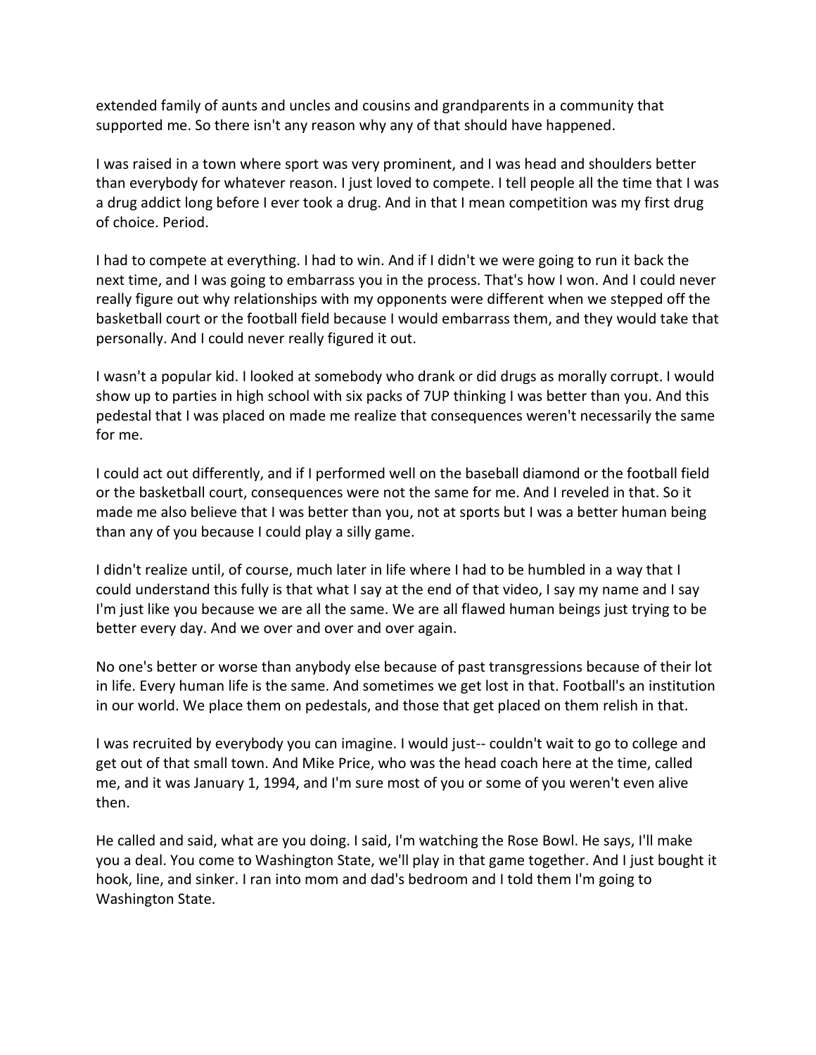extended family of aunts and uncles and cousins and grandparents in a community that supported me. So there isn't any reason why any of that should have happened.

I was raised in a town where sport was very prominent, and I was head and shoulders better than everybody for whatever reason. I just loved to compete. I tell people all the time that I was a drug addict long before I ever took a drug. And in that I mean competition was my first drug of choice. Period.

I had to compete at everything. I had to win. And if I didn't we were going to run it back the next time, and I was going to embarrass you in the process. That's how I won. And I could never really figure out why relationships with my opponents were different when we stepped off the basketball court or the football field because I would embarrass them, and they would take that personally. And I could never really figured it out.

I wasn't a popular kid. I looked at somebody who drank or did drugs as morally corrupt. I would show up to parties in high school with six packs of 7UP thinking I was better than you. And this pedestal that I was placed on made me realize that consequences weren't necessarily the same for me.

I could act out differently, and if I performed well on the baseball diamond or the football field or the basketball court, consequences were not the same for me. And I reveled in that. So it made me also believe that I was better than you, not at sports but I was a better human being than any of you because I could play a silly game.

I didn't realize until, of course, much later in life where I had to be humbled in a way that I could understand this fully is that what I say at the end of that video, I say my name and I say I'm just like you because we are all the same. We are all flawed human beings just trying to be better every day. And we over and over and over again.

No one's better or worse than anybody else because of past transgressions because of their lot in life. Every human life is the same. And sometimes we get lost in that. Football's an institution in our world. We place them on pedestals, and those that get placed on them relish in that.

I was recruited by everybody you can imagine. I would just-- couldn't wait to go to college and get out of that small town. And Mike Price, who was the head coach here at the time, called me, and it was January 1, 1994, and I'm sure most of you or some of you weren't even alive then.

He called and said, what are you doing. I said, I'm watching the Rose Bowl. He says, I'll make you a deal. You come to Washington State, we'll play in that game together. And I just bought it hook, line, and sinker. I ran into mom and dad's bedroom and I told them I'm going to Washington State.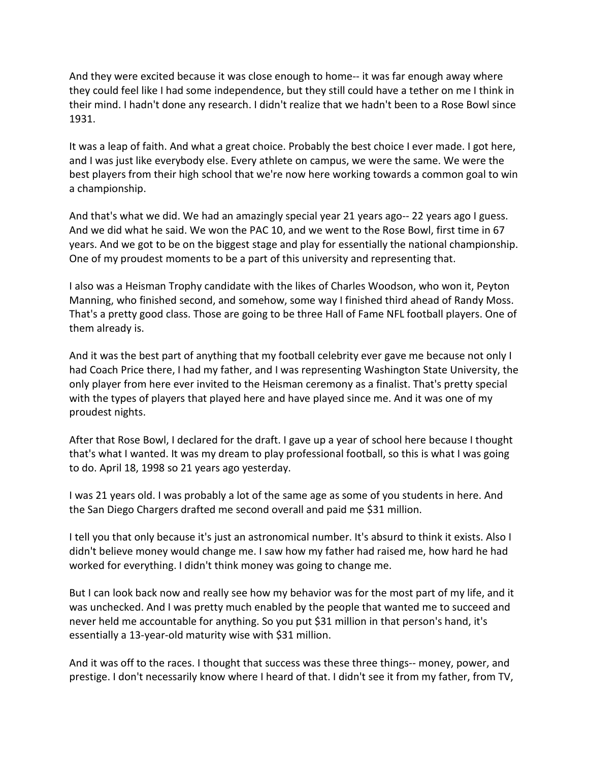And they were excited because it was close enough to home-- it was far enough away where they could feel like I had some independence, but they still could have a tether on me I think in their mind. I hadn't done any research. I didn't realize that we hadn't been to a Rose Bowl since 1931.

It was a leap of faith. And what a great choice. Probably the best choice I ever made. I got here, and I was just like everybody else. Every athlete on campus, we were the same. We were the best players from their high school that we're now here working towards a common goal to win a championship.

And that's what we did. We had an amazingly special year 21 years ago-- 22 years ago I guess. And we did what he said. We won the PAC 10, and we went to the Rose Bowl, first time in 67 years. And we got to be on the biggest stage and play for essentially the national championship. One of my proudest moments to be a part of this university and representing that.

I also was a Heisman Trophy candidate with the likes of Charles Woodson, who won it, Peyton Manning, who finished second, and somehow, some way I finished third ahead of Randy Moss. That's a pretty good class. Those are going to be three Hall of Fame NFL football players. One of them already is.

And it was the best part of anything that my football celebrity ever gave me because not only I had Coach Price there, I had my father, and I was representing Washington State University, the only player from here ever invited to the Heisman ceremony as a finalist. That's pretty special with the types of players that played here and have played since me. And it was one of my proudest nights.

After that Rose Bowl, I declared for the draft. I gave up a year of school here because I thought that's what I wanted. It was my dream to play professional football, so this is what I was going to do. April 18, 1998 so 21 years ago yesterday.

I was 21 years old. I was probably a lot of the same age as some of you students in here. And the San Diego Chargers drafted me second overall and paid me $31 million.

I tell you that only because it's just an astronomical number. It's absurd to think it exists. Also I didn't believe money would change me. I saw how my father had raised me, how hard he had worked for everything. I didn't think money was going to change me.

But I can look back now and really see how my behavior was for the most part of my life, and it was unchecked. And I was pretty much enabled by the people that wanted me to succeed and never held me accountable for anything. So you put $31 million in that person's hand, it's essentially a 13-year-old maturity wise with $31 million.

And it was off to the races. I thought that success was these three things-- money, power, and prestige. I don't necessarily know where I heard of that. I didn't see it from my father, from TV,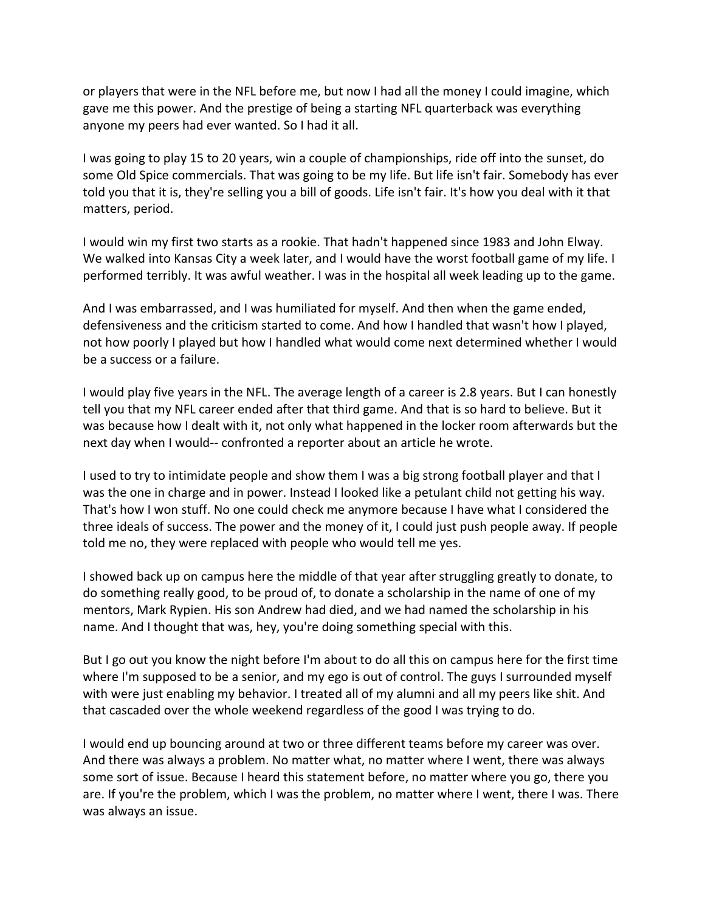or players that were in the NFL before me, but now I had all the money I could imagine, which gave me this power. And the prestige of being a starting NFL quarterback was everything anyone my peers had ever wanted. So I had it all.

I was going to play 15 to 20 years, win a couple of championships, ride off into the sunset, do some Old Spice commercials. That was going to be my life. But life isn't fair. Somebody has ever told you that it is, they're selling you a bill of goods. Life isn't fair. It's how you deal with it that matters, period.

I would win my first two starts as a rookie. That hadn't happened since 1983 and John Elway. We walked into Kansas City a week later, and I would have the worst football game of my life. I performed terribly. It was awful weather. I was in the hospital all week leading up to the game.

And I was embarrassed, and I was humiliated for myself. And then when the game ended, defensiveness and the criticism started to come. And how I handled that wasn't how I played, not how poorly I played but how I handled what would come next determined whether I would be a success or a failure.

I would play five years in the NFL. The average length of a career is 2.8 years. But I can honestly tell you that my NFL career ended after that third game. And that is so hard to believe. But it was because how I dealt with it, not only what happened in the locker room afterwards but the next day when I would-- confronted a reporter about an article he wrote.

I used to try to intimidate people and show them I was a big strong football player and that I was the one in charge and in power. Instead I looked like a petulant child not getting his way. That's how I won stuff. No one could check me anymore because I have what I considered the three ideals of success. The power and the money of it, I could just push people away. If people told me no, they were replaced with people who would tell me yes.

I showed back up on campus here the middle of that year after struggling greatly to donate, to do something really good, to be proud of, to donate a scholarship in the name of one of my mentors, Mark Rypien. His son Andrew had died, and we had named the scholarship in his name. And I thought that was, hey, you're doing something special with this.

But I go out you know the night before I'm about to do all this on campus here for the first time where I'm supposed to be a senior, and my ego is out of control. The guys I surrounded myself with were just enabling my behavior. I treated all of my alumni and all my peers like shit. And that cascaded over the whole weekend regardless of the good I was trying to do.

I would end up bouncing around at two or three different teams before my career was over. And there was always a problem. No matter what, no matter where I went, there was always some sort of issue. Because I heard this statement before, no matter where you go, there you are. If you're the problem, which I was the problem, no matter where I went, there I was. There was always an issue.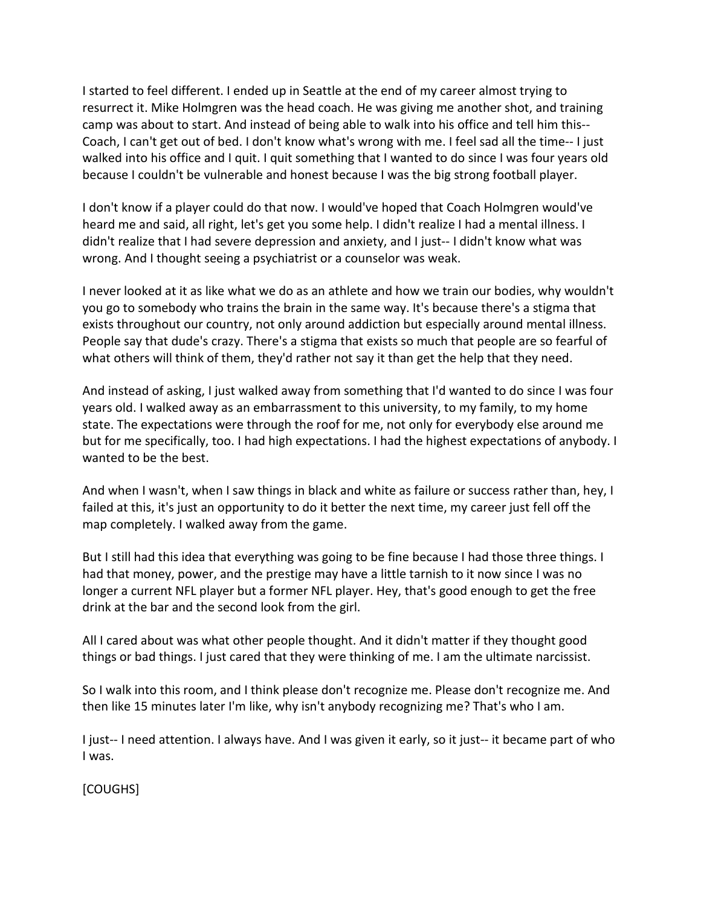I started to feel different. I ended up in Seattle at the end of my career almost trying to resurrect it. Mike Holmgren was the head coach. He was giving me another shot, and training camp was about to start. And instead of being able to walk into his office and tell him this-- Coach, I can't get out of bed. I don't know what's wrong with me. I feel sad all the time-- I just walked into his office and I quit. I quit something that I wanted to do since I was four years old because I couldn't be vulnerable and honest because I was the big strong football player.

I don't know if a player could do that now. I would've hoped that Coach Holmgren would've heard me and said, all right, let's get you some help. I didn't realize I had a mental illness. I didn't realize that I had severe depression and anxiety, and I just-- I didn't know what was wrong. And I thought seeing a psychiatrist or a counselor was weak.

I never looked at it as like what we do as an athlete and how we train our bodies, why wouldn't you go to somebody who trains the brain in the same way. It's because there's a stigma that exists throughout our country, not only around addiction but especially around mental illness. People say that dude's crazy. There's a stigma that exists so much that people are so fearful of what others will think of them, they'd rather not say it than get the help that they need.

And instead of asking, I just walked away from something that I'd wanted to do since I was four years old. I walked away as an embarrassment to this university, to my family, to my home state. The expectations were through the roof for me, not only for everybody else around me but for me specifically, too. I had high expectations. I had the highest expectations of anybody. I wanted to be the best.

And when I wasn't, when I saw things in black and white as failure or success rather than, hey, I failed at this, it's just an opportunity to do it better the next time, my career just fell off the map completely. I walked away from the game.

But I still had this idea that everything was going to be fine because I had those three things. I had that money, power, and the prestige may have a little tarnish to it now since I was no longer a current NFL player but a former NFL player. Hey, that's good enough to get the free drink at the bar and the second look from the girl.

All I cared about was what other people thought. And it didn't matter if they thought good things or bad things. I just cared that they were thinking of me. I am the ultimate narcissist.

So I walk into this room, and I think please don't recognize me. Please don't recognize me. And then like 15 minutes later I'm like, why isn't anybody recognizing me? That's who I am.

I just-- I need attention. I always have. And I was given it early, so it just-- it became part of who I was.

[COUGHS]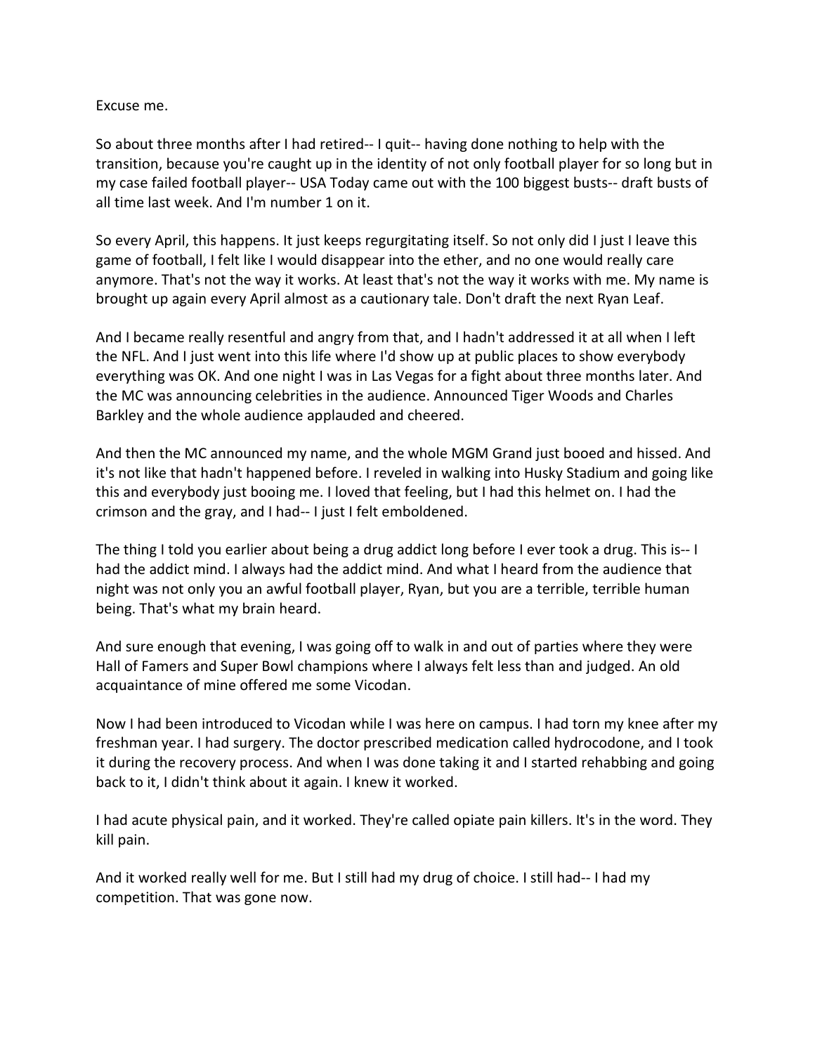Excuse me.

So about three months after I had retired-- I quit-- having done nothing to help with the transition, because you're caught up in the identity of not only football player for so long but in my case failed football player-- USA Today came out with the 100 biggest busts-- draft busts of all time last week. And I'm number 1 on it.

So every April, this happens. It just keeps regurgitating itself. So not only did I just I leave this game of football, I felt like I would disappear into the ether, and no one would really care anymore. That's not the way it works. At least that's not the way it works with me. My name is brought up again every April almost as a cautionary tale. Don't draft the next Ryan Leaf.

And I became really resentful and angry from that, and I hadn't addressed it at all when I left the NFL. And I just went into this life where I'd show up at public places to show everybody everything was OK. And one night I was in Las Vegas for a fight about three months later. And the MC was announcing celebrities in the audience. Announced Tiger Woods and Charles Barkley and the whole audience applauded and cheered.

And then the MC announced my name, and the whole MGM Grand just booed and hissed. And it's not like that hadn't happened before. I reveled in walking into Husky Stadium and going like this and everybody just booing me. I loved that feeling, but I had this helmet on. I had the crimson and the gray, and I had-- I just I felt emboldened.

The thing I told you earlier about being a drug addict long before I ever took a drug. This is-- I had the addict mind. I always had the addict mind. And what I heard from the audience that night was not only you an awful football player, Ryan, but you are a terrible, terrible human being. That's what my brain heard.

And sure enough that evening, I was going off to walk in and out of parties where they were Hall of Famers and Super Bowl champions where I always felt less than and judged. An old acquaintance of mine offered me some Vicodan.

Now I had been introduced to Vicodan while I was here on campus. I had torn my knee after my freshman year. I had surgery. The doctor prescribed medication called hydrocodone, and I took it during the recovery process. And when I was done taking it and I started rehabbing and going back to it, I didn't think about it again. I knew it worked.

I had acute physical pain, and it worked. They're called opiate pain killers. It's in the word. They kill pain.

And it worked really well for me. But I still had my drug of choice. I still had-- I had my competition. That was gone now.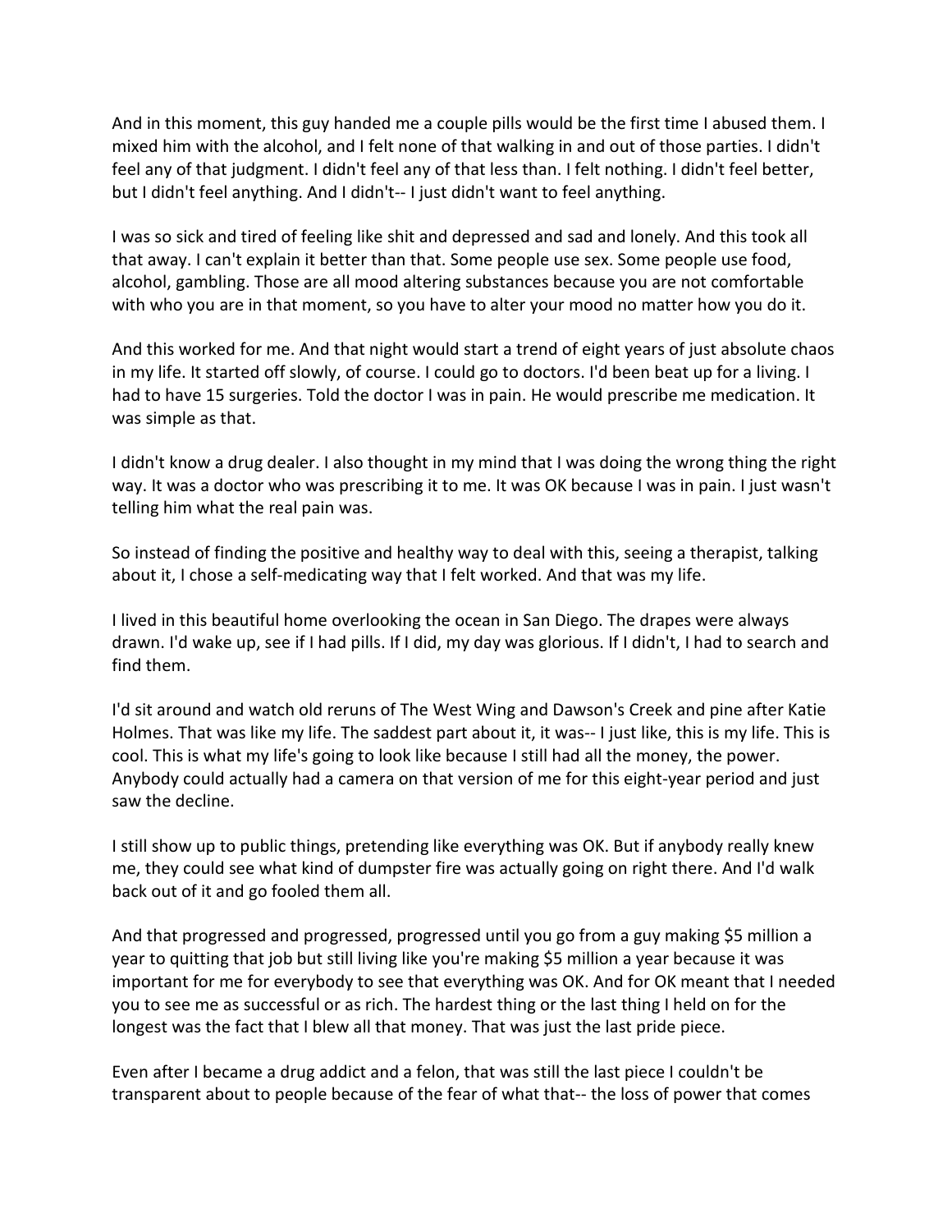And in this moment, this guy handed me a couple pills would be the first time I abused them. I mixed him with the alcohol, and I felt none of that walking in and out of those parties. I didn't feel any of that judgment. I didn't feel any of that less than. I felt nothing. I didn't feel better, but I didn't feel anything. And I didn't-- I just didn't want to feel anything.

I was so sick and tired of feeling like shit and depressed and sad and lonely. And this took all that away. I can't explain it better than that. Some people use sex. Some people use food, alcohol, gambling. Those are all mood altering substances because you are not comfortable with who you are in that moment, so you have to alter your mood no matter how you do it.

And this worked for me. And that night would start a trend of eight years of just absolute chaos in my life. It started off slowly, of course. I could go to doctors. I'd been beat up for a living. I had to have 15 surgeries. Told the doctor I was in pain. He would prescribe me medication. It was simple as that.

I didn't know a drug dealer. I also thought in my mind that I was doing the wrong thing the right way. It was a doctor who was prescribing it to me. It was OK because I was in pain. I just wasn't telling him what the real pain was.

So instead of finding the positive and healthy way to deal with this, seeing a therapist, talking about it, I chose a self-medicating way that I felt worked. And that was my life.

I lived in this beautiful home overlooking the ocean in San Diego. The drapes were always drawn. I'd wake up, see if I had pills. If I did, my day was glorious. If I didn't, I had to search and find them.

I'd sit around and watch old reruns of The West Wing and Dawson's Creek and pine after Katie Holmes. That was like my life. The saddest part about it, it was-- I just like, this is my life. This is cool. This is what my life's going to look like because I still had all the money, the power. Anybody could actually had a camera on that version of me for this eight-year period and just saw the decline.

I still show up to public things, pretending like everything was OK. But if anybody really knew me, they could see what kind of dumpster fire was actually going on right there. And I'd walk back out of it and go fooled them all.

And that progressed and progressed, progressed until you go from a guy making $5 million a year to quitting that job but still living like you're making $5 million a year because it was important for me for everybody to see that everything was OK. And for OK meant that I needed you to see me as successful or as rich. The hardest thing or the last thing I held on for the longest was the fact that I blew all that money. That was just the last pride piece.

Even after I became a drug addict and a felon, that was still the last piece I couldn't be transparent about to people because of the fear of what that-- the loss of power that comes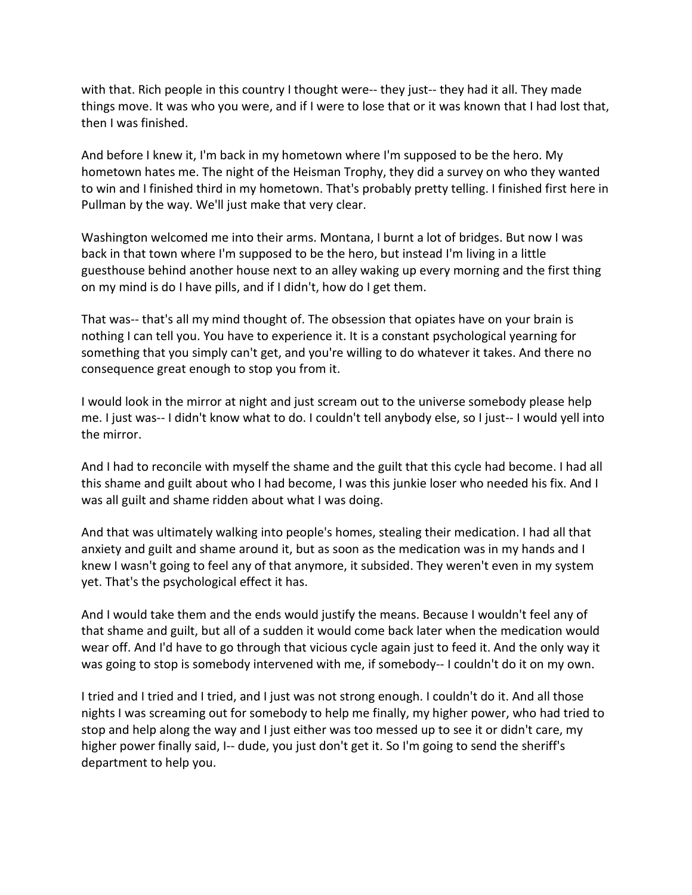with that. Rich people in this country I thought were-- they just-- they had it all. They made things move. It was who you were, and if I were to lose that or it was known that I had lost that, then I was finished.

And before I knew it, I'm back in my hometown where I'm supposed to be the hero. My hometown hates me. The night of the Heisman Trophy, they did a survey on who they wanted to win and I finished third in my hometown. That's probably pretty telling. I finished first here in Pullman by the way. We'll just make that very clear.

Washington welcomed me into their arms. Montana, I burnt a lot of bridges. But now I was back in that town where I'm supposed to be the hero, but instead I'm living in a little guesthouse behind another house next to an alley waking up every morning and the first thing on my mind is do I have pills, and if I didn't, how do I get them.

That was-- that's all my mind thought of. The obsession that opiates have on your brain is nothing I can tell you. You have to experience it. It is a constant psychological yearning for something that you simply can't get, and you're willing to do whatever it takes. And there no consequence great enough to stop you from it.

I would look in the mirror at night and just scream out to the universe somebody please help me. I just was-- I didn't know what to do. I couldn't tell anybody else, so I just-- I would yell into the mirror.

And I had to reconcile with myself the shame and the guilt that this cycle had become. I had all this shame and guilt about who I had become, I was this junkie loser who needed his fix. And I was all guilt and shame ridden about what I was doing.

And that was ultimately walking into people's homes, stealing their medication. I had all that anxiety and guilt and shame around it, but as soon as the medication was in my hands and I knew I wasn't going to feel any of that anymore, it subsided. They weren't even in my system yet. That's the psychological effect it has.

And I would take them and the ends would justify the means. Because I wouldn't feel any of that shame and guilt, but all of a sudden it would come back later when the medication would wear off. And I'd have to go through that vicious cycle again just to feed it. And the only way it was going to stop is somebody intervened with me, if somebody-- I couldn't do it on my own.

I tried and I tried and I tried, and I just was not strong enough. I couldn't do it. And all those nights I was screaming out for somebody to help me finally, my higher power, who had tried to stop and help along the way and I just either was too messed up to see it or didn't care, my higher power finally said, I-- dude, you just don't get it. So I'm going to send the sheriff's department to help you.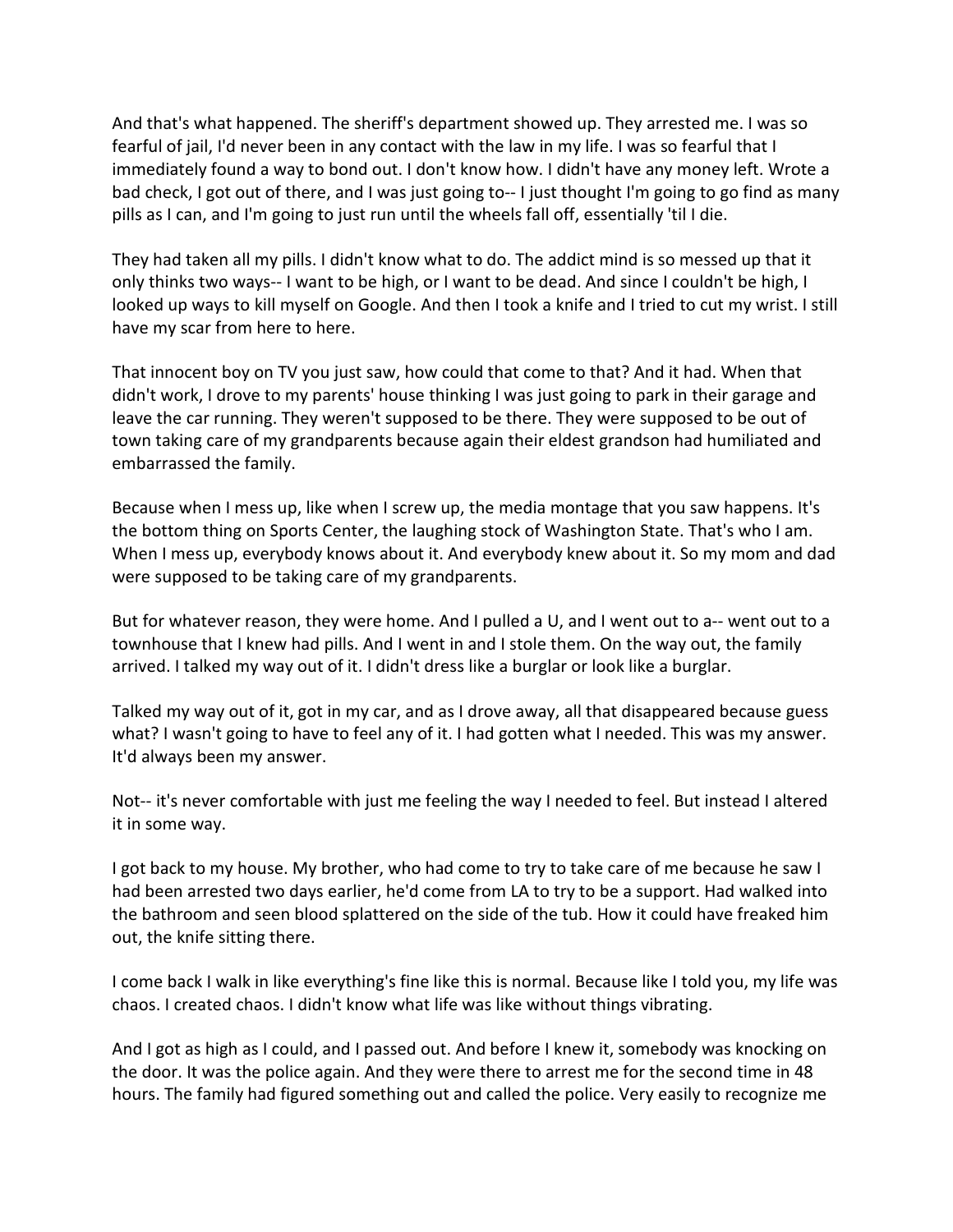And that's what happened. The sheriff's department showed up. They arrested me. I was so fearful of jail, I'd never been in any contact with the law in my life. I was so fearful that I immediately found a way to bond out. I don't know how. I didn't have any money left. Wrote a bad check, I got out of there, and I was just going to-- I just thought I'm going to go find as many pills as I can, and I'm going to just run until the wheels fall off, essentially 'til I die.

They had taken all my pills. I didn't know what to do. The addict mind is so messed up that it only thinks two ways-- I want to be high, or I want to be dead. And since I couldn't be high, I looked up ways to kill myself on Google. And then I took a knife and I tried to cut my wrist. I still have my scar from here to here.

That innocent boy on TV you just saw, how could that come to that? And it had. When that didn't work, I drove to my parents' house thinking I was just going to park in their garage and leave the car running. They weren't supposed to be there. They were supposed to be out of town taking care of my grandparents because again their eldest grandson had humiliated and embarrassed the family.

Because when I mess up, like when I screw up, the media montage that you saw happens. It's the bottom thing on Sports Center, the laughing stock of Washington State. That's who I am. When I mess up, everybody knows about it. And everybody knew about it. So my mom and dad were supposed to be taking care of my grandparents.

But for whatever reason, they were home. And I pulled a U, and I went out to a-- went out to a townhouse that I knew had pills. And I went in and I stole them. On the way out, the family arrived. I talked my way out of it. I didn't dress like a burglar or look like a burglar.

Talked my way out of it, got in my car, and as I drove away, all that disappeared because guess what? I wasn't going to have to feel any of it. I had gotten what I needed. This was my answer. It'd always been my answer.

Not-- it's never comfortable with just me feeling the way I needed to feel. But instead I altered it in some way.

I got back to my house. My brother, who had come to try to take care of me because he saw I had been arrested two days earlier, he'd come from LA to try to be a support. Had walked into the bathroom and seen blood splattered on the side of the tub. How it could have freaked him out, the knife sitting there.

I come back I walk in like everything's fine like this is normal. Because like I told you, my life was chaos. I created chaos. I didn't know what life was like without things vibrating.

And I got as high as I could, and I passed out. And before I knew it, somebody was knocking on the door. It was the police again. And they were there to arrest me for the second time in 48 hours. The family had figured something out and called the police. Very easily to recognize me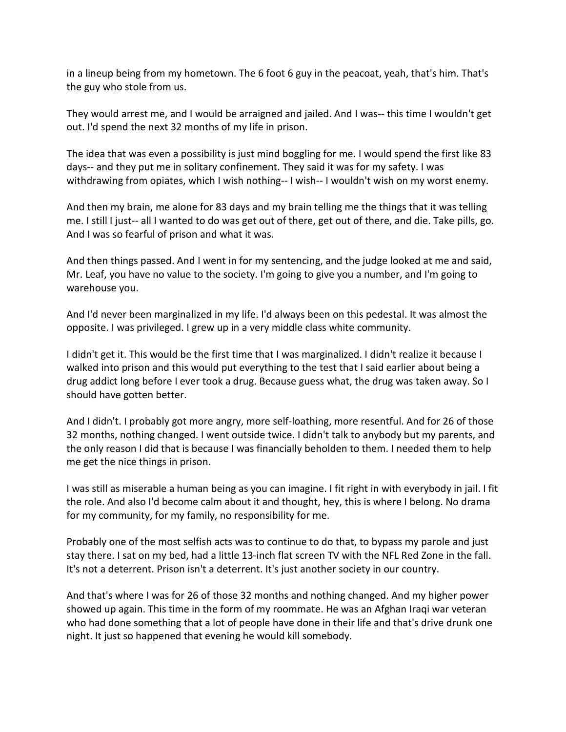in a lineup being from my hometown. The 6 foot 6 guy in the peacoat, yeah, that's him. That's the guy who stole from us.

They would arrest me, and I would be arraigned and jailed. And I was-- this time I wouldn't get out. I'd spend the next 32 months of my life in prison.

The idea that was even a possibility is just mind boggling for me. I would spend the first like 83 days-- and they put me in solitary confinement. They said it was for my safety. I was withdrawing from opiates, which I wish nothing-- I wish-- I wouldn't wish on my worst enemy.

And then my brain, me alone for 83 days and my brain telling me the things that it was telling me. I still I just-- all I wanted to do was get out of there, get out of there, and die. Take pills, go. And I was so fearful of prison and what it was.

And then things passed. And I went in for my sentencing, and the judge looked at me and said, Mr. Leaf, you have no value to the society. I'm going to give you a number, and I'm going to warehouse you.

And I'd never been marginalized in my life. I'd always been on this pedestal. It was almost the opposite. I was privileged. I grew up in a very middle class white community.

I didn't get it. This would be the first time that I was marginalized. I didn't realize it because I walked into prison and this would put everything to the test that I said earlier about being a drug addict long before I ever took a drug. Because guess what, the drug was taken away. So I should have gotten better.

And I didn't. I probably got more angry, more self-loathing, more resentful. And for 26 of those 32 months, nothing changed. I went outside twice. I didn't talk to anybody but my parents, and the only reason I did that is because I was financially beholden to them. I needed them to help me get the nice things in prison.

I was still as miserable a human being as you can imagine. I fit right in with everybody in jail. I fit the role. And also I'd become calm about it and thought, hey, this is where I belong. No drama for my community, for my family, no responsibility for me.

Probably one of the most selfish acts was to continue to do that, to bypass my parole and just stay there. I sat on my bed, had a little 13-inch flat screen TV with the NFL Red Zone in the fall. It's not a deterrent. Prison isn't a deterrent. It's just another society in our country.

And that's where I was for 26 of those 32 months and nothing changed. And my higher power showed up again. This time in the form of my roommate. He was an Afghan Iraqi war veteran who had done something that a lot of people have done in their life and that's drive drunk one night. It just so happened that evening he would kill somebody.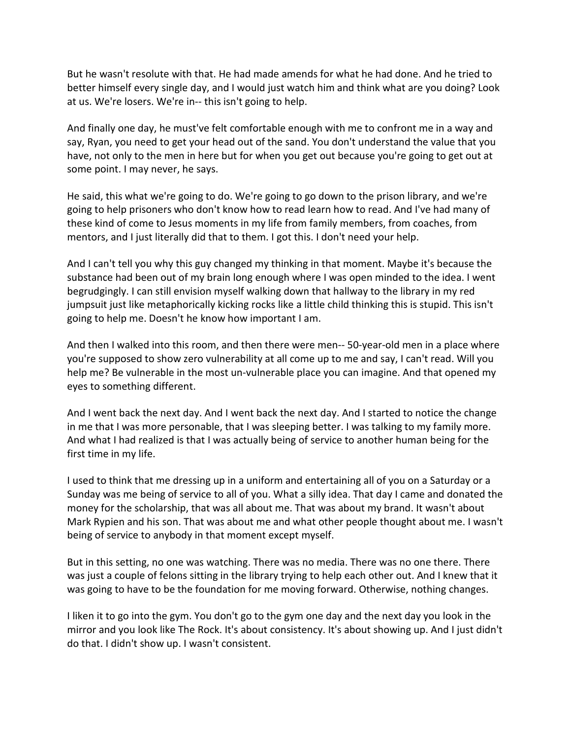But he wasn't resolute with that. He had made amends for what he had done. And he tried to better himself every single day, and I would just watch him and think what are you doing? Look at us. We're losers. We're in-- this isn't going to help.

And finally one day, he must've felt comfortable enough with me to confront me in a way and say, Ryan, you need to get your head out of the sand. You don't understand the value that you have, not only to the men in here but for when you get out because you're going to get out at some point. I may never, he says.

He said, this what we're going to do. We're going to go down to the prison library, and we're going to help prisoners who don't know how to read learn how to read. And I've had many of these kind of come to Jesus moments in my life from family members, from coaches, from mentors, and I just literally did that to them. I got this. I don't need your help.

And I can't tell you why this guy changed my thinking in that moment. Maybe it's because the substance had been out of my brain long enough where I was open minded to the idea. I went begrudgingly. I can still envision myself walking down that hallway to the library in my red jumpsuit just like metaphorically kicking rocks like a little child thinking this is stupid. This isn't going to help me. Doesn't he know how important I am.

And then I walked into this room, and then there were men-- 50-year-old men in a place where you're supposed to show zero vulnerability at all come up to me and say, I can't read. Will you help me? Be vulnerable in the most un-vulnerable place you can imagine. And that opened my eyes to something different.

And I went back the next day. And I went back the next day. And I started to notice the change in me that I was more personable, that I was sleeping better. I was talking to my family more. And what I had realized is that I was actually being of service to another human being for the first time in my life.

I used to think that me dressing up in a uniform and entertaining all of you on a Saturday or a Sunday was me being of service to all of you. What a silly idea. That day I came and donated the money for the scholarship, that was all about me. That was about my brand. It wasn't about Mark Rypien and his son. That was about me and what other people thought about me. I wasn't being of service to anybody in that moment except myself.

But in this setting, no one was watching. There was no media. There was no one there. There was just a couple of felons sitting in the library trying to help each other out. And I knew that it was going to have to be the foundation for me moving forward. Otherwise, nothing changes.

I liken it to go into the gym. You don't go to the gym one day and the next day you look in the mirror and you look like The Rock. It's about consistency. It's about showing up. And I just didn't do that. I didn't show up. I wasn't consistent.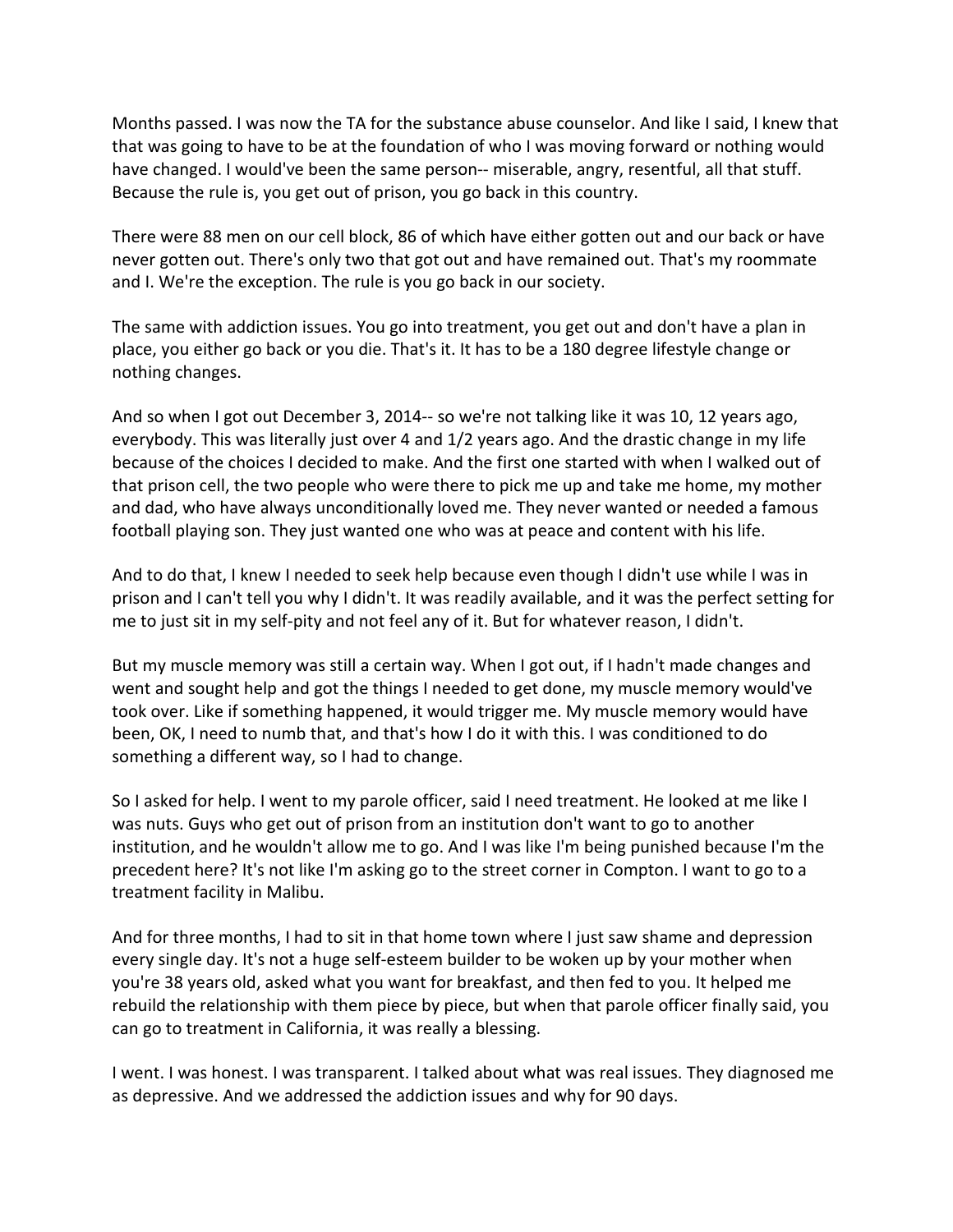Months passed. I was now the TA for the substance abuse counselor. And like I said, I knew that that was going to have to be at the foundation of who I was moving forward or nothing would have changed. I would've been the same person-- miserable, angry, resentful, all that stuff. Because the rule is, you get out of prison, you go back in this country.

There were 88 men on our cell block, 86 of which have either gotten out and our back or have never gotten out. There's only two that got out and have remained out. That's my roommate and I. We're the exception. The rule is you go back in our society.

The same with addiction issues. You go into treatment, you get out and don't have a plan in place, you either go back or you die. That's it. It has to be a 180 degree lifestyle change or nothing changes.

And so when I got out December 3, 2014-- so we're not talking like it was 10, 12 years ago, everybody. This was literally just over 4 and 1/2 years ago. And the drastic change in my life because of the choices I decided to make. And the first one started with when I walked out of that prison cell, the two people who were there to pick me up and take me home, my mother and dad, who have always unconditionally loved me. They never wanted or needed a famous football playing son. They just wanted one who was at peace and content with his life.

And to do that, I knew I needed to seek help because even though I didn't use while I was in prison and I can't tell you why I didn't. It was readily available, and it was the perfect setting for me to just sit in my self-pity and not feel any of it. But for whatever reason, I didn't.

But my muscle memory was still a certain way. When I got out, if I hadn't made changes and went and sought help and got the things I needed to get done, my muscle memory would've took over. Like if something happened, it would trigger me. My muscle memory would have been, OK, I need to numb that, and that's how I do it with this. I was conditioned to do something a different way, so I had to change.

So I asked for help. I went to my parole officer, said I need treatment. He looked at me like I was nuts. Guys who get out of prison from an institution don't want to go to another institution, and he wouldn't allow me to go. And I was like I'm being punished because I'm the precedent here? It's not like I'm asking go to the street corner in Compton. I want to go to a treatment facility in Malibu.

And for three months, I had to sit in that home town where I just saw shame and depression every single day. It's not a huge self-esteem builder to be woken up by your mother when you're 38 years old, asked what you want for breakfast, and then fed to you. It helped me rebuild the relationship with them piece by piece, but when that parole officer finally said, you can go to treatment in California, it was really a blessing.

I went. I was honest. I was transparent. I talked about what was real issues. They diagnosed me as depressive. And we addressed the addiction issues and why for 90 days.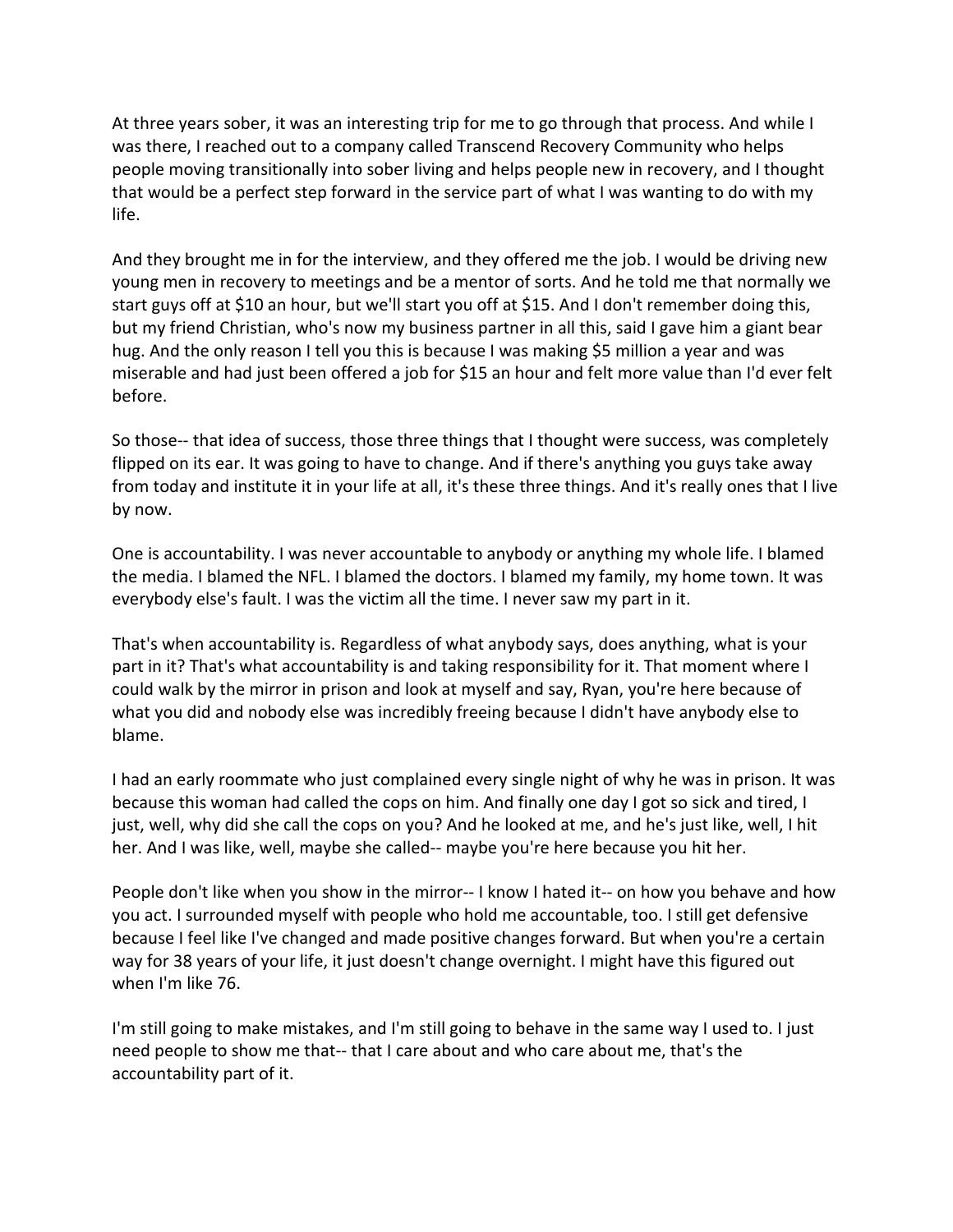At three years sober, it was an interesting trip for me to go through that process. And while I was there, I reached out to a company called Transcend Recovery Community who helps people moving transitionally into sober living and helps people new in recovery, and I thought that would be a perfect step forward in the service part of what I was wanting to do with my life.

And they brought me in for the interview, and they offered me the job. I would be driving new young men in recovery to meetings and be a mentor of sorts. And he told me that normally we start guys off at $10 an hour, but we'll start you off at $15. And I don't remember doing this, but my friend Christian, who's now my business partner in all this, said I gave him a giant bear hug. And the only reason I tell you this is because I was making $5 million a year and was miserable and had just been offered a job for $15 an hour and felt more value than I'd ever felt before.

So those-- that idea of success, those three things that I thought were success, was completely flipped on its ear. It was going to have to change. And if there's anything you guys take away from today and institute it in your life at all, it's these three things. And it's really ones that I live by now.

One is accountability. I was never accountable to anybody or anything my whole life. I blamed the media. I blamed the NFL. I blamed the doctors. I blamed my family, my home town. It was everybody else's fault. I was the victim all the time. I never saw my part in it.

That's when accountability is. Regardless of what anybody says, does anything, what is your part in it? That's what accountability is and taking responsibility for it. That moment where I could walk by the mirror in prison and look at myself and say, Ryan, you're here because of what you did and nobody else was incredibly freeing because I didn't have anybody else to blame.

I had an early roommate who just complained every single night of why he was in prison. It was because this woman had called the cops on him. And finally one day I got so sick and tired, I just, well, why did she call the cops on you? And he looked at me, and he's just like, well, I hit her. And I was like, well, maybe she called-- maybe you're here because you hit her.

People don't like when you show in the mirror-- I know I hated it-- on how you behave and how you act. I surrounded myself with people who hold me accountable, too. I still get defensive because I feel like I've changed and made positive changes forward. But when you're a certain way for 38 years of your life, it just doesn't change overnight. I might have this figured out when I'm like 76.

I'm still going to make mistakes, and I'm still going to behave in the same way I used to. I just need people to show me that-- that I care about and who care about me, that's the accountability part of it.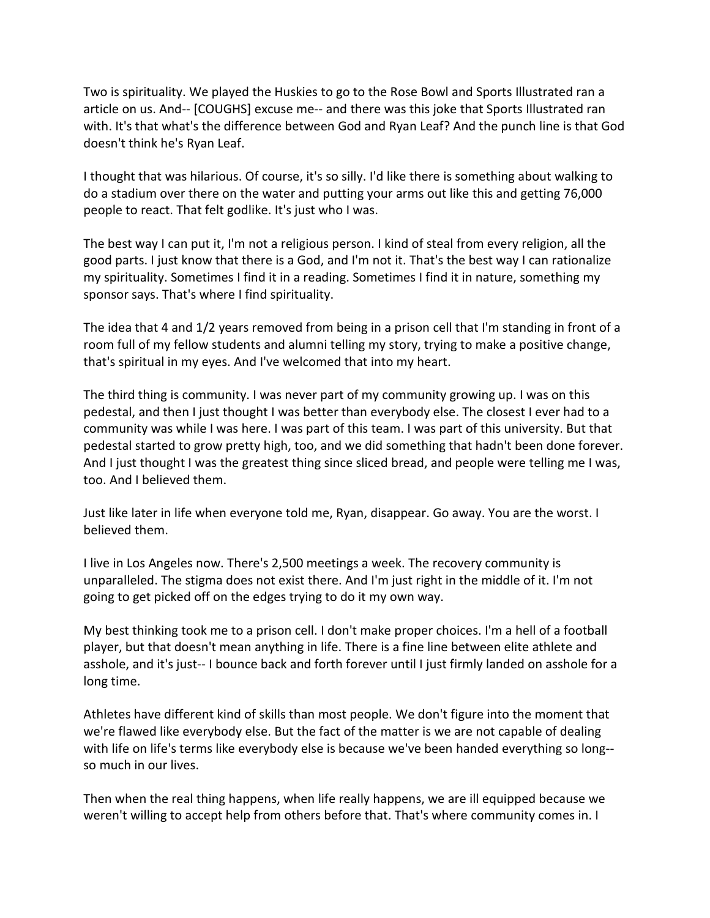Two is spirituality. We played the Huskies to go to the Rose Bowl and Sports Illustrated ran a article on us. And-- [COUGHS] excuse me-- and there was this joke that Sports Illustrated ran with. It's that what's the difference between God and Ryan Leaf? And the punch line is that God doesn't think he's Ryan Leaf.

I thought that was hilarious. Of course, it's so silly. I'd like there is something about walking to do a stadium over there on the water and putting your arms out like this and getting 76,000 people to react. That felt godlike. It's just who I was.

The best way I can put it, I'm not a religious person. I kind of steal from every religion, all the good parts. I just know that there is a God, and I'm not it. That's the best way I can rationalize my spirituality. Sometimes I find it in a reading. Sometimes I find it in nature, something my sponsor says. That's where I find spirituality.

The idea that 4 and 1/2 years removed from being in a prison cell that I'm standing in front of a room full of my fellow students and alumni telling my story, trying to make a positive change, that's spiritual in my eyes. And I've welcomed that into my heart.

The third thing is community. I was never part of my community growing up. I was on this pedestal, and then I just thought I was better than everybody else. The closest I ever had to a community was while I was here. I was part of this team. I was part of this university. But that pedestal started to grow pretty high, too, and we did something that hadn't been done forever. And I just thought I was the greatest thing since sliced bread, and people were telling me I was, too. And I believed them.

Just like later in life when everyone told me, Ryan, disappear. Go away. You are the worst. I believed them.

I live in Los Angeles now. There's 2,500 meetings a week. The recovery community is unparalleled. The stigma does not exist there. And I'm just right in the middle of it. I'm not going to get picked off on the edges trying to do it my own way.

My best thinking took me to a prison cell. I don't make proper choices. I'm a hell of a football player, but that doesn't mean anything in life. There is a fine line between elite athlete and asshole, and it's just-- I bounce back and forth forever until I just firmly landed on asshole for a long time.

Athletes have different kind of skills than most people. We don't figure into the moment that we're flawed like everybody else. But the fact of the matter is we are not capable of dealing with life on life's terms like everybody else is because we've been handed everything so long-- so much in our lives.

Then when the real thing happens, when life really happens, we are ill equipped because we weren't willing to accept help from others before that. That's where community comes in. I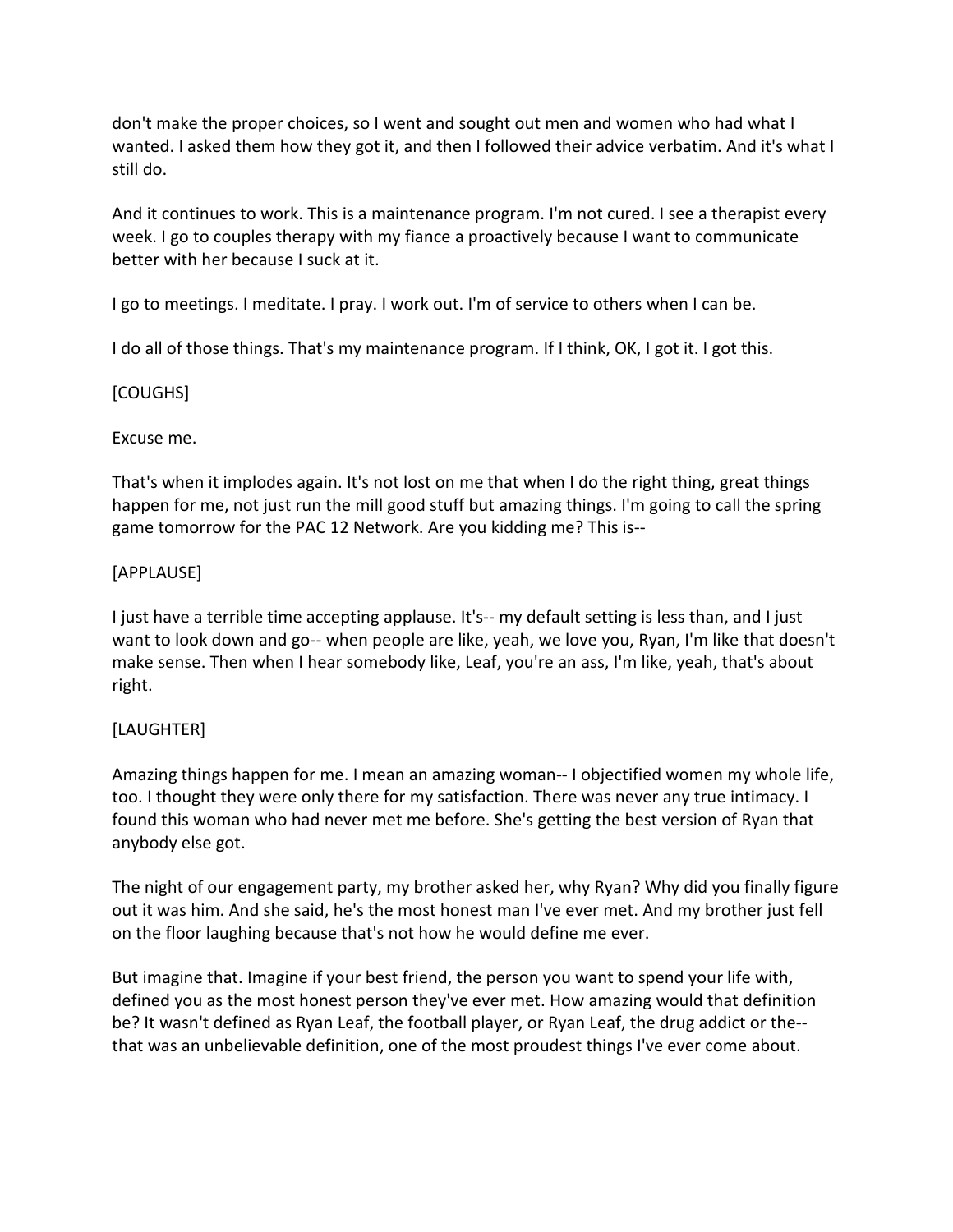don't make the proper choices, so I went and sought out men and women who had what I wanted. I asked them how they got it, and then I followed their advice verbatim. And it's what I still do.

And it continues to work. This is a maintenance program. I'm not cured. I see a therapist every week. I go to couples therapy with my fiance a proactively because I want to communicate better with her because I suck at it.

I go to meetings. I meditate. I pray. I work out. I'm of service to others when I can be.

I do all of those things. That's my maintenance program. If I think, OK, I got it. I got this.

[COUGHS]

Excuse me.

That's when it implodes again. It's not lost on me that when I do the right thing, great things happen for me, not just run the mill good stuff but amazing things. I'm going to call the spring game tomorrow for the PAC 12 Network. Are you kidding me? This is--

[APPLAUSE]

I just have a terrible time accepting applause. It's-- my default setting is less than, and I just want to look down and go-- when people are like, yeah, we love you, Ryan, I'm like that doesn't make sense. Then when I hear somebody like, Leaf, you're an ass, I'm like, yeah, that's about right.

[LAUGHTER]

Amazing things happen for me. I mean an amazing woman-- I objectified women my whole life, too. I thought they were only there for my satisfaction. There was never any true intimacy. I found this woman who had never met me before. She's getting the best version of Ryan that anybody else got.

The night of our engagement party, my brother asked her, why Ryan? Why did you finally figure out it was him. And she said, he's the most honest man I've ever met. And my brother just fell on the floor laughing because that's not how he would define me ever.

But imagine that. Imagine if your best friend, the person you want to spend your life with, defined you as the most honest person they've ever met. How amazing would that definition be? It wasn't defined as Ryan Leaf, the football player, or Ryan Leaf, the drug addict or the-- that was an unbelievable definition, one of the most proudest things I've ever come about.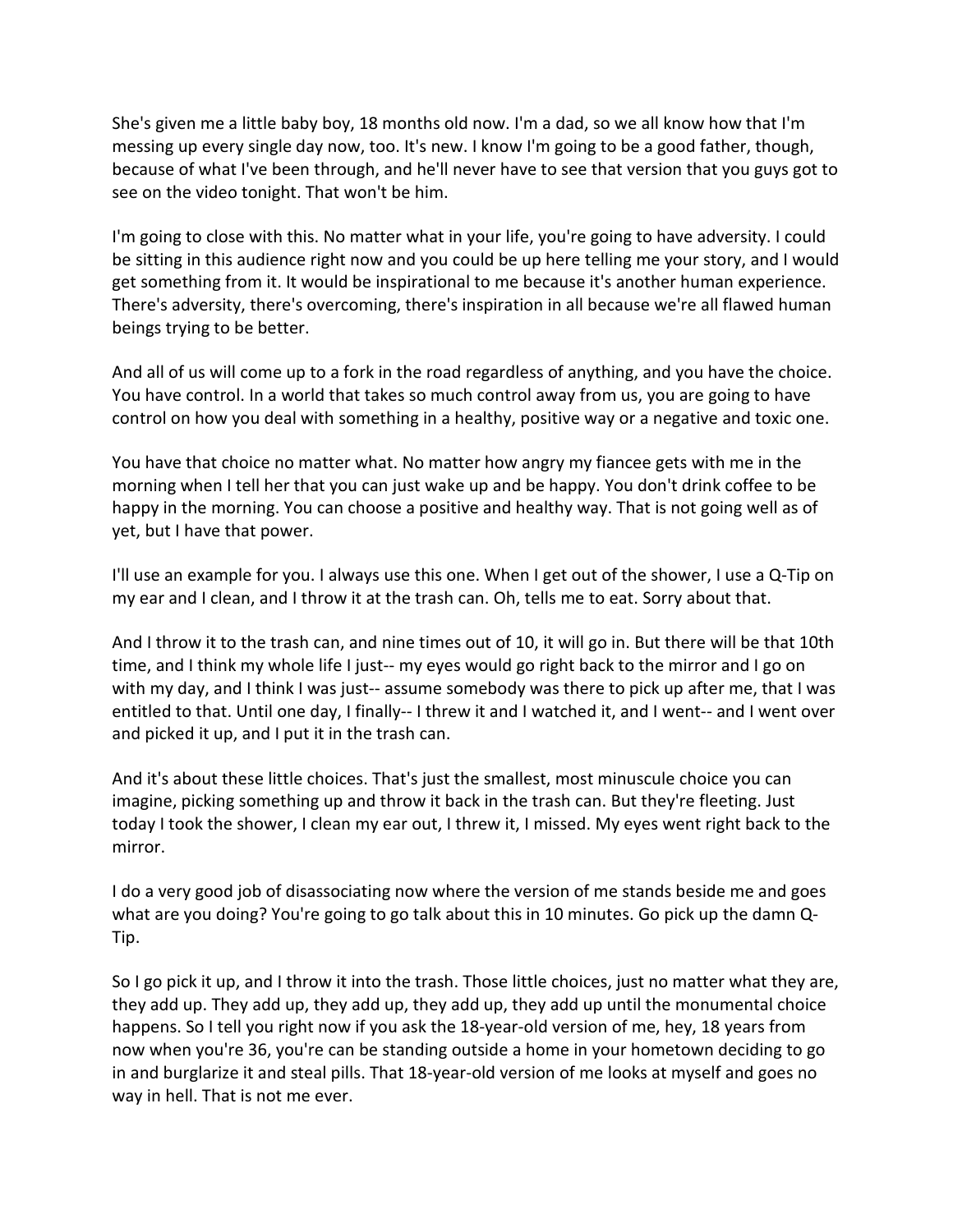She's given me a little baby boy, 18 months old now. I'm a dad, so we all know how that I'm messing up every single day now, too. It's new. I know I'm going to be a good father, though, because of what I've been through, and he'll never have to see that version that you guys got to see on the video tonight. That won't be him.

I'm going to close with this. No matter what in your life, you're going to have adversity. I could be sitting in this audience right now and you could be up here telling me your story, and I would get something from it. It would be inspirational to me because it's another human experience. There's adversity, there's overcoming, there's inspiration in all because we're all flawed human beings trying to be better.

And all of us will come up to a fork in the road regardless of anything, and you have the choice. You have control. In a world that takes so much control away from us, you are going to have control on how you deal with something in a healthy, positive way or a negative and toxic one.

You have that choice no matter what. No matter how angry my fiancee gets with me in the morning when I tell her that you can just wake up and be happy. You don't drink coffee to be happy in the morning. You can choose a positive and healthy way. That is not going well as of yet, but I have that power.

I'll use an example for you. I always use this one. When I get out of the shower, I use a Q-Tip on my ear and I clean, and I throw it at the trash can. Oh, tells me to eat. Sorry about that.

And I throw it to the trash can, and nine times out of 10, it will go in. But there will be that 10th time, and I think my whole life I just-- my eyes would go right back to the mirror and I go on with my day, and I think I was just-- assume somebody was there to pick up after me, that I was entitled to that. Until one day, I finally-- I threw it and I watched it, and I went-- and I went over and picked it up, and I put it in the trash can.

And it's about these little choices. That's just the smallest, most minuscule choice you can imagine, picking something up and throw it back in the trash can. But they're fleeting. Just today I took the shower, I clean my ear out, I threw it, I missed. My eyes went right back to the mirror.

I do a very good job of disassociating now where the version of me stands beside me and goes what are you doing? You're going to go talk about this in 10 minutes. Go pick up the damn Q-Tip.

So I go pick it up, and I throw it into the trash. Those little choices, just no matter what they are, they add up. They add up, they add up, they add up, they add up until the monumental choice happens. So I tell you right now if you ask the 18-year-old version of me, hey, 18 years from now when you're 36, you're can be standing outside a home in your hometown deciding to go in and burglarize it and steal pills. That 18-year-old version of me looks at myself and goes no way in hell. That is not me ever.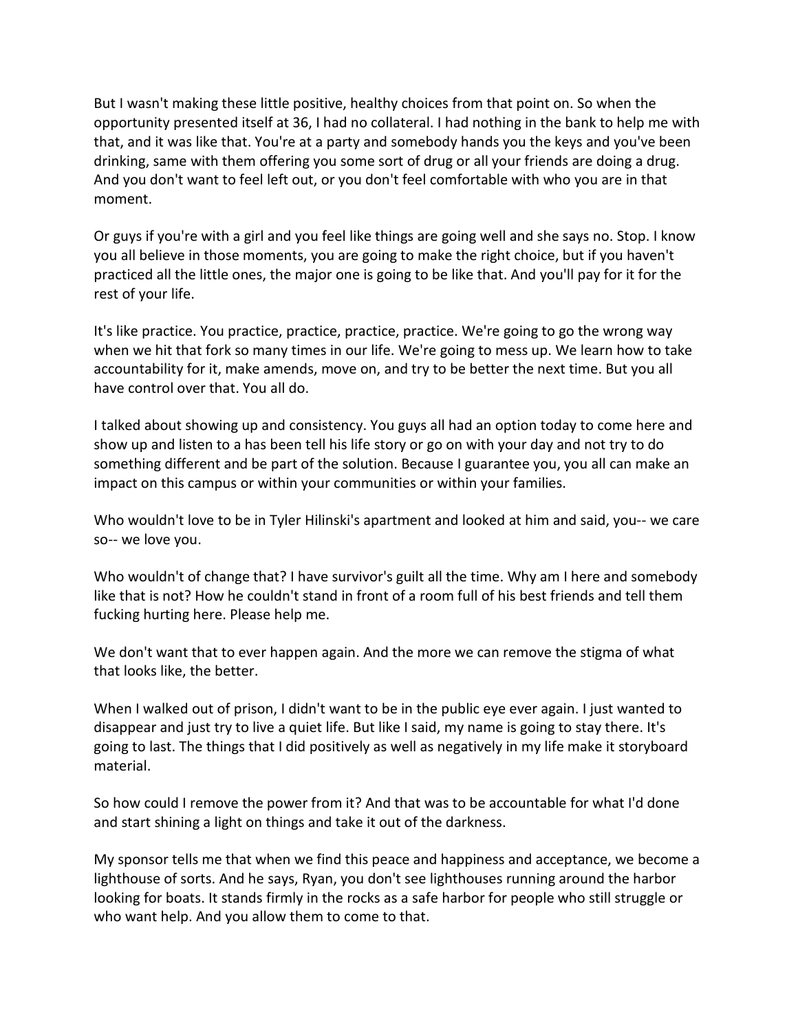But I wasn't making these little positive, healthy choices from that point on. So when the opportunity presented itself at 36, I had no collateral. I had nothing in the bank to help me with that, and it was like that. You're at a party and somebody hands you the keys and you've been drinking, same with them offering you some sort of drug or all your friends are doing a drug. And you don't want to feel left out, or you don't feel comfortable with who you are in that moment.

Or guys if you're with a girl and you feel like things are going well and she says no. Stop. I know you all believe in those moments, you are going to make the right choice, but if you haven't practiced all the little ones, the major one is going to be like that. And you'll pay for it for the rest of your life.

It's like practice. You practice, practice, practice, practice. We're going to go the wrong way when we hit that fork so many times in our life. We're going to mess up. We learn how to take accountability for it, make amends, move on, and try to be better the next time. But you all have control over that. You all do.

I talked about showing up and consistency. You guys all had an option today to come here and show up and listen to a has been tell his life story or go on with your day and not try to do something different and be part of the solution. Because I guarantee you, you all can make an impact on this campus or within your communities or within your families.

Who wouldn't love to be in Tyler Hilinski's apartment and looked at him and said, you-- we care so-- we love you.

Who wouldn't of change that? I have survivor's guilt all the time. Why am I here and somebody like that is not? How he couldn't stand in front of a room full of his best friends and tell them fucking hurting here. Please help me.

We don't want that to ever happen again. And the more we can remove the stigma of what that looks like, the better.

When I walked out of prison, I didn't want to be in the public eye ever again. I just wanted to disappear and just try to live a quiet life. But like I said, my name is going to stay there. It's going to last. The things that I did positively as well as negatively in my life make it storyboard material.

So how could I remove the power from it? And that was to be accountable for what I'd done and start shining a light on things and take it out of the darkness.

My sponsor tells me that when we find this peace and happiness and acceptance, we become a lighthouse of sorts. And he says, Ryan, you don't see lighthouses running around the harbor looking for boats. It stands firmly in the rocks as a safe harbor for people who still struggle or who want help. And you allow them to come to that.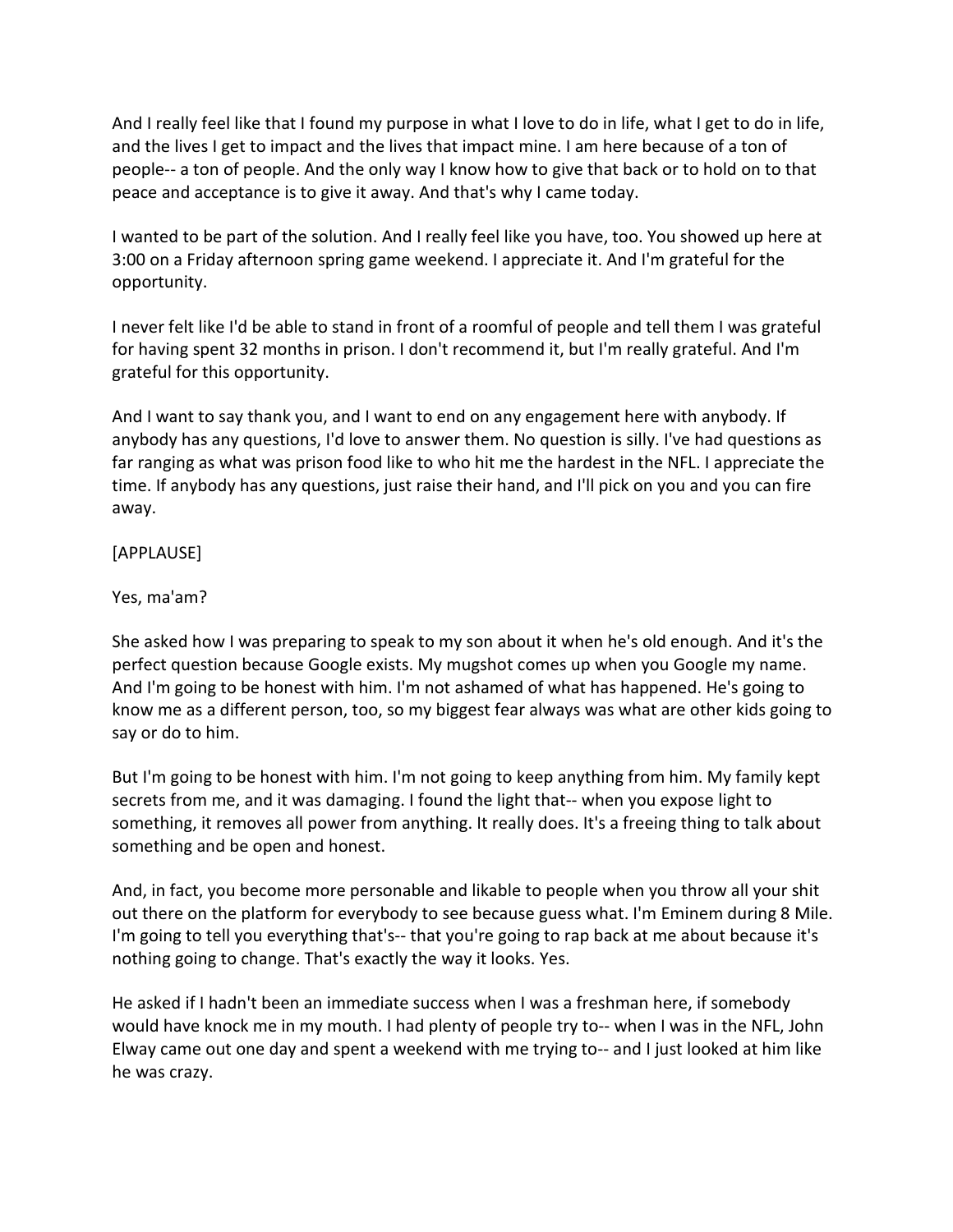And I really feel like that I found my purpose in what I love to do in life, what I get to do in life, and the lives I get to impact and the lives that impact mine. I am here because of a ton of people-- a ton of people. And the only way I know how to give that back or to hold on to that peace and acceptance is to give it away. And that's why I came today.

I wanted to be part of the solution. And I really feel like you have, too. You showed up here at 3:00 on a Friday afternoon spring game weekend. I appreciate it. And I'm grateful for the opportunity.

I never felt like I'd be able to stand in front of a roomful of people and tell them I was grateful for having spent 32 months in prison. I don't recommend it, but I'm really grateful. And I'm grateful for this opportunity.

And I want to say thank you, and I want to end on any engagement here with anybody. If anybody has any questions, I'd love to answer them. No question is silly. I've had questions as far ranging as what was prison food like to who hit me the hardest in the NFL. I appreciate the time. If anybody has any questions, just raise their hand, and I'll pick on you and you can fire away.

[APPLAUSE]

Yes, ma'am?

She asked how I was preparing to speak to my son about it when he's old enough. And it's the perfect question because Google exists. My mugshot comes up when you Google my name. And I'm going to be honest with him. I'm not ashamed of what has happened. He's going to know me as a different person, too, so my biggest fear always was what are other kids going to say or do to him.

But I'm going to be honest with him. I'm not going to keep anything from him. My family kept secrets from me, and it was damaging. I found the light that-- when you expose light to something, it removes all power from anything. It really does. It's a freeing thing to talk about something and be open and honest.

And, in fact, you become more personable and likable to people when you throw all your shit out there on the platform for everybody to see because guess what. I'm Eminem during 8 Mile. I'm going to tell you everything that's-- that you're going to rap back at me about because it's nothing going to change. That's exactly the way it looks. Yes.

He asked if I hadn't been an immediate success when I was a freshman here, if somebody would have knock me in my mouth. I had plenty of people try to-- when I was in the NFL, John Elway came out one day and spent a weekend with me trying to-- and I just looked at him like he was crazy.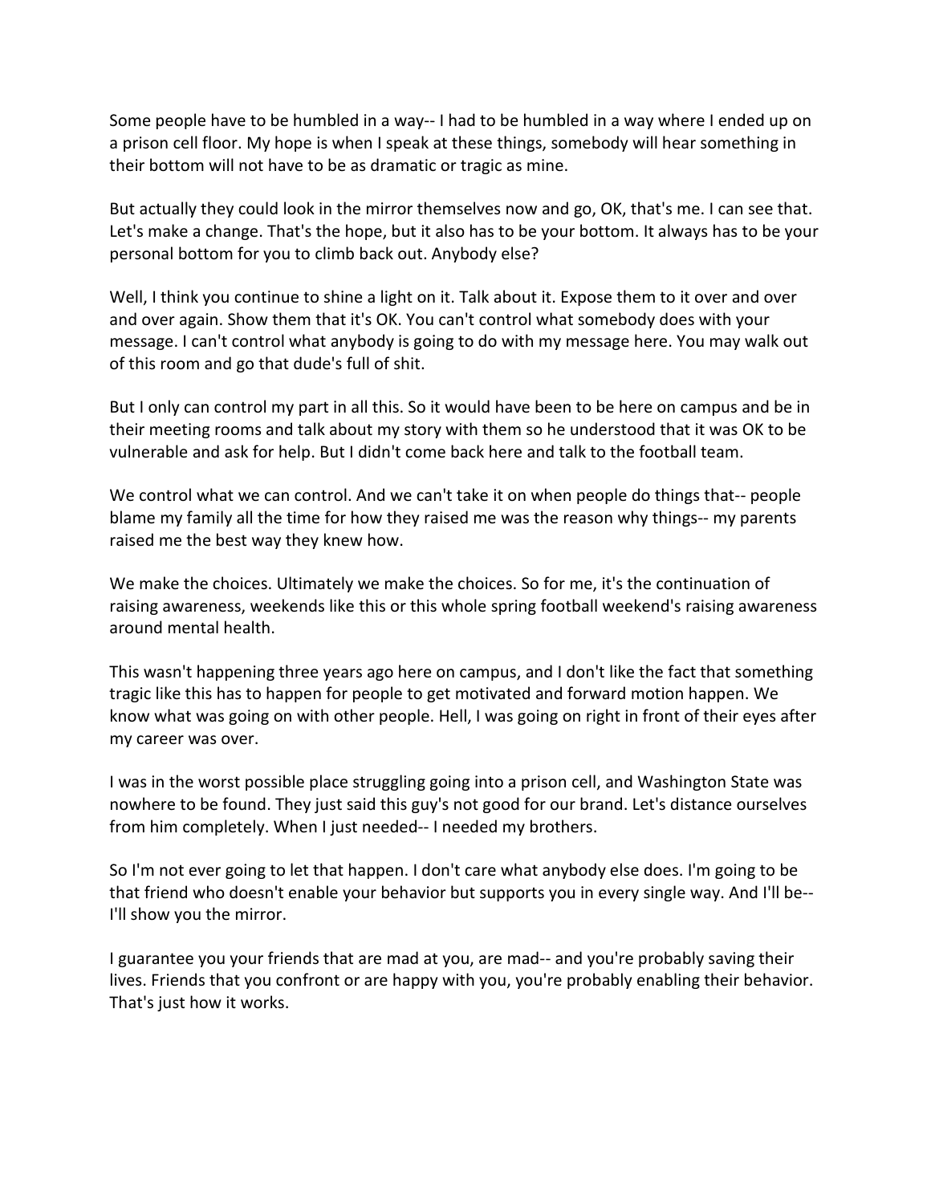Some people have to be humbled in a way-- I had to be humbled in a way where I ended up on a prison cell floor. My hope is when I speak at these things, somebody will hear something in their bottom will not have to be as dramatic or tragic as mine.

But actually they could look in the mirror themselves now and go, OK, that's me. I can see that. Let's make a change. That's the hope, but it also has to be your bottom. It always has to be your personal bottom for you to climb back out. Anybody else?

Well, I think you continue to shine a light on it. Talk about it. Expose them to it over and over and over again. Show them that it's OK. You can't control what somebody does with your message. I can't control what anybody is going to do with my message here. You may walk out of this room and go that dude's full of shit.

But I only can control my part in all this. So it would have been to be here on campus and be in their meeting rooms and talk about my story with them so he understood that it was OK to be vulnerable and ask for help. But I didn't come back here and talk to the football team.

We control what we can control. And we can't take it on when people do things that-- people blame my family all the time for how they raised me was the reason why things-- my parents raised me the best way they knew how.

We make the choices. Ultimately we make the choices. So for me, it's the continuation of raising awareness, weekends like this or this whole spring football weekend's raising awareness around mental health.

This wasn't happening three years ago here on campus, and I don't like the fact that something tragic like this has to happen for people to get motivated and forward motion happen. We know what was going on with other people. Hell, I was going on right in front of their eyes after my career was over.

I was in the worst possible place struggling going into a prison cell, and Washington State was nowhere to be found. They just said this guy's not good for our brand. Let's distance ourselves from him completely. When I just needed-- I needed my brothers.

So I'm not ever going to let that happen. I don't care what anybody else does. I'm going to be that friend who doesn't enable your behavior but supports you in every single way. And I'll be-- I'll show you the mirror.

I guarantee you your friends that are mad at you, are mad-- and you're probably saving their lives. Friends that you confront or are happy with you, you're probably enabling their behavior. That's just how it works.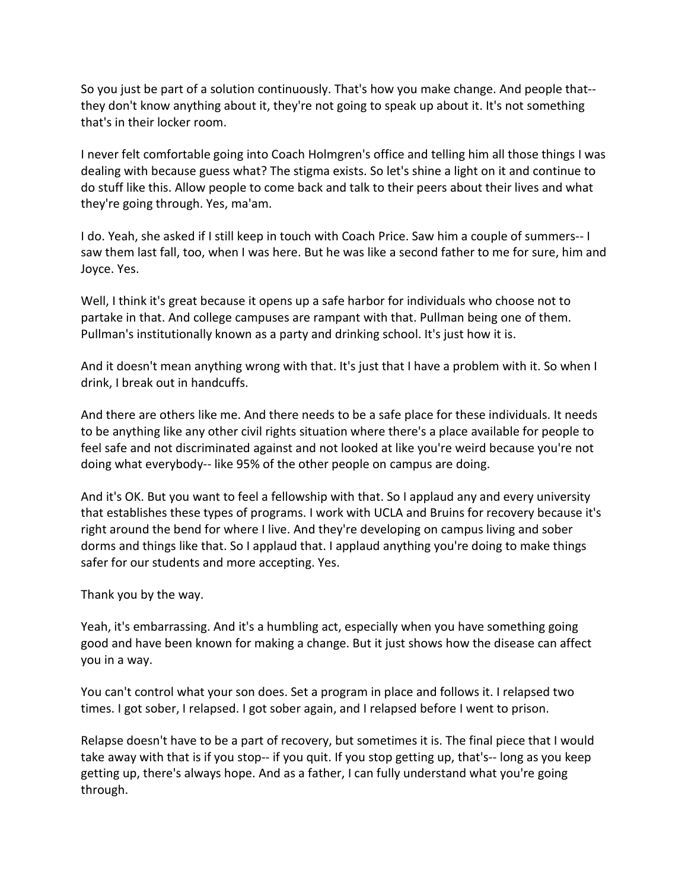So you just be part of a solution continuously. That's how you make change. And people that-- they don't know anything about it, they're not going to speak up about it. It's not something that's in their locker room.

I never felt comfortable going into Coach Holmgren's office and telling him all those things I was dealing with because guess what? The stigma exists. So let's shine a light on it and continue to do stuff like this. Allow people to come back and talk to their peers about their lives and what they're going through. Yes, ma'am.

I do. Yeah, she asked if I still keep in touch with Coach Price. Saw him a couple of summers-- I saw them last fall, too, when I was here. But he was like a second father to me for sure, him and Joyce. Yes.

Well, I think it's great because it opens up a safe harbor for individuals who choose not to partake in that. And college campuses are rampant with that. Pullman being one of them. Pullman's institutionally known as a party and drinking school. It's just how it is.

And it doesn't mean anything wrong with that. It's just that I have a problem with it. So when I drink, I break out in handcuffs.

And there are others like me. And there needs to be a safe place for these individuals. It needs to be anything like any other civil rights situation where there's a place available for people to feel safe and not discriminated against and not looked at like you're weird because you're not doing what everybody-- like 95% of the other people on campus are doing.

And it's OK. But you want to feel a fellowship with that. So I applaud any and every university that establishes these types of programs. I work with UCLA and Bruins for recovery because it's right around the bend for where I live. And they're developing on campus living and sober dorms and things like that. So I applaud that. I applaud anything you're doing to make things safer for our students and more accepting. Yes.

Thank you by the way.

Yeah, it's embarrassing. And it's a humbling act, especially when you have something going good and have been known for making a change. But it just shows how the disease can affect you in a way.

You can't control what your son does. Set a program in place and follows it. I relapsed two times. I got sober, I relapsed. I got sober again, and I relapsed before I went to prison.

Relapse doesn't have to be a part of recovery, but sometimes it is. The final piece that I would take away with that is if you stop-- if you quit. If you stop getting up, that's-- long as you keep getting up, there's always hope. And as a father, I can fully understand what you're going through.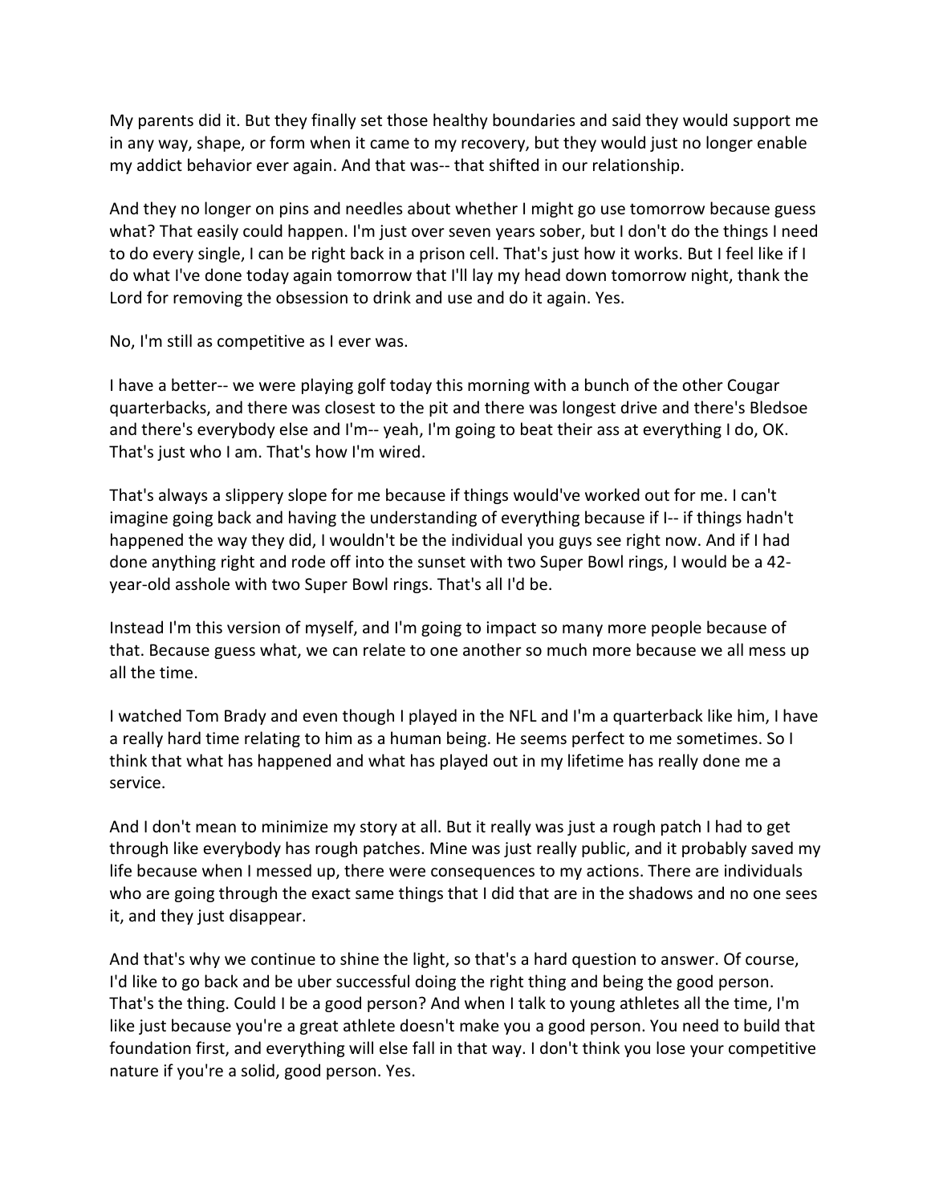My parents did it. But they finally set those healthy boundaries and said they would support me in any way, shape, or form when it came to my recovery, but they would just no longer enable my addict behavior ever again. And that was-- that shifted in our relationship.

And they no longer on pins and needles about whether I might go use tomorrow because guess what? That easily could happen. I'm just over seven years sober, but I don't do the things I need to do every single, I can be right back in a prison cell. That's just how it works. But I feel like if I do what I've done today again tomorrow that I'll lay my head down tomorrow night, thank the Lord for removing the obsession to drink and use and do it again. Yes.

No, I'm still as competitive as I ever was.

I have a better-- we were playing golf today this morning with a bunch of the other Cougar quarterbacks, and there was closest to the pit and there was longest drive and there's Bledsoe and there's everybody else and I'm-- yeah, I'm going to beat their ass at everything I do, OK. That's just who I am. That's how I'm wired.

That's always a slippery slope for me because if things would've worked out for me. I can't imagine going back and having the understanding of everything because if I-- if things hadn't happened the way they did, I wouldn't be the individual you guys see right now. And if I had done anything right and rode off into the sunset with two Super Bowl rings, I would be a 42-year-old asshole with two Super Bowl rings. That's all I'd be.

Instead I'm this version of myself, and I'm going to impact so many more people because of that. Because guess what, we can relate to one another so much more because we all mess up all the time.

I watched Tom Brady and even though I played in the NFL and I'm a quarterback like him, I have a really hard time relating to him as a human being. He seems perfect to me sometimes. So I think that what has happened and what has played out in my lifetime has really done me a service.

And I don't mean to minimize my story at all. But it really was just a rough patch I had to get through like everybody has rough patches. Mine was just really public, and it probably saved my life because when I messed up, there were consequences to my actions. There are individuals who are going through the exact same things that I did that are in the shadows and no one sees it, and they just disappear.

And that's why we continue to shine the light, so that's a hard question to answer. Of course, I'd like to go back and be uber successful doing the right thing and being the good person. That's the thing. Could I be a good person? And when I talk to young athletes all the time, I'm like just because you're a great athlete doesn't make you a good person. You need to build that foundation first, and everything will else fall in that way. I don't think you lose your competitive nature if you're a solid, good person. Yes.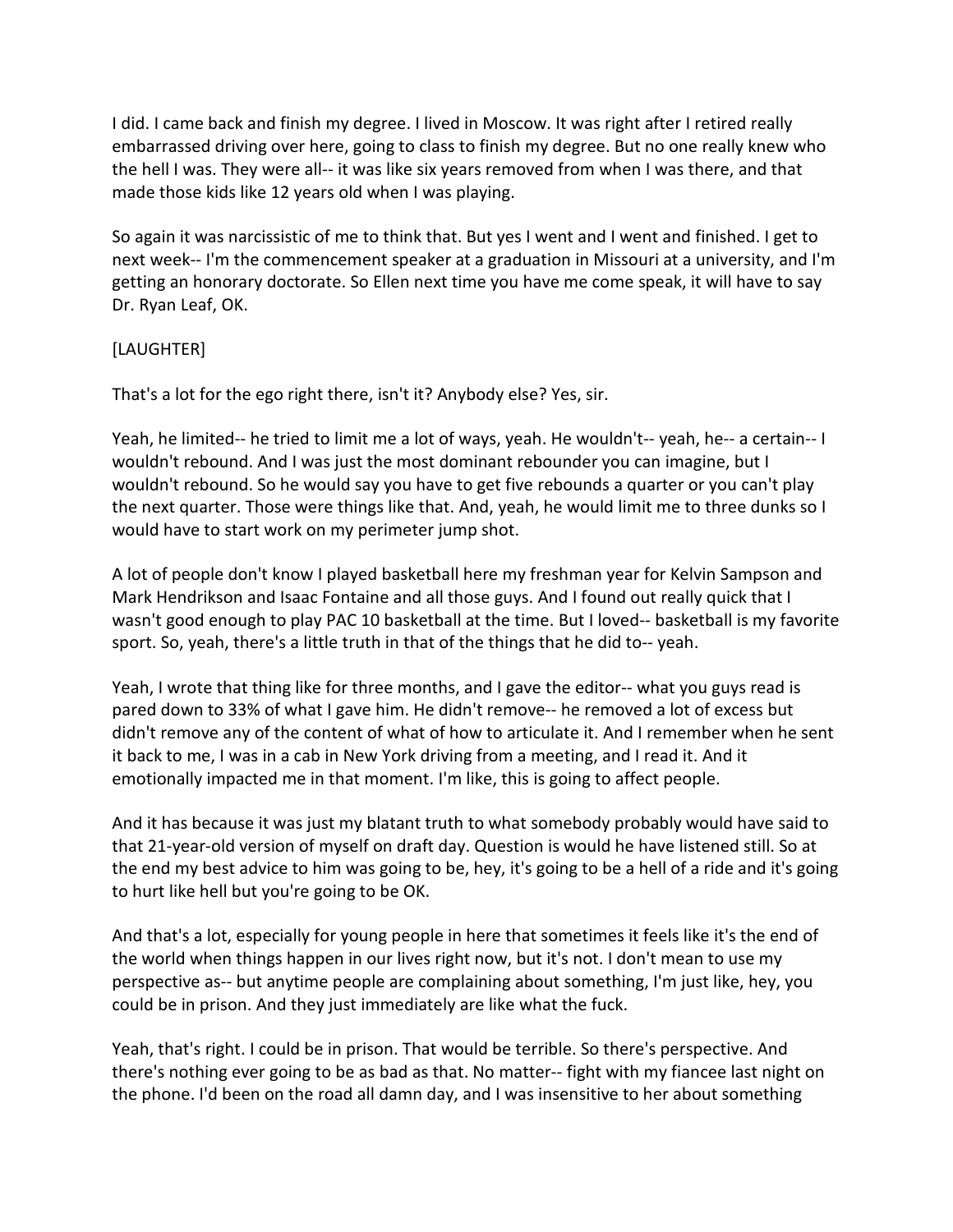I did. I came back and finish my degree. I lived in Moscow. It was right after I retired really embarrassed driving over here, going to class to finish my degree. But no one really knew who the hell I was. They were all-- it was like six years removed from when I was there, and that made those kids like 12 years old when I was playing.

So again it was narcissistic of me to think that. But yes I went and I went and finished. I get to next week-- I'm the commencement speaker at a graduation in Missouri at a university, and I'm getting an honorary doctorate. So Ellen next time you have me come speak, it will have to say Dr. Ryan Leaf, OK.

[LAUGHTER]

That's a lot for the ego right there, isn't it? Anybody else? Yes, sir.

Yeah, he limited-- he tried to limit me a lot of ways, yeah. He wouldn't-- yeah, he-- a certain-- I wouldn't rebound. And I was just the most dominant rebounder you can imagine, but I wouldn't rebound. So he would say you have to get five rebounds a quarter or you can't play the next quarter. Those were things like that. And, yeah, he would limit me to three dunks so I would have to start work on my perimeter jump shot.

A lot of people don't know I played basketball here my freshman year for Kelvin Sampson and Mark Hendrikson and Isaac Fontaine and all those guys. And I found out really quick that I wasn't good enough to play PAC 10 basketball at the time. But I loved-- basketball is my favorite sport. So, yeah, there's a little truth in that of the things that he did to-- yeah.

Yeah, I wrote that thing like for three months, and I gave the editor-- what you guys read is pared down to 33% of what I gave him. He didn't remove-- he removed a lot of excess but didn't remove any of the content of what of how to articulate it. And I remember when he sent it back to me, I was in a cab in New York driving from a meeting, and I read it. And it emotionally impacted me in that moment. I'm like, this is going to affect people.

And it has because it was just my blatant truth to what somebody probably would have said to that 21-year-old version of myself on draft day. Question is would he have listened still. So at the end my best advice to him was going to be, hey, it's going to be a hell of a ride and it's going to hurt like hell but you're going to be OK.

And that's a lot, especially for young people in here that sometimes it feels like it's the end of the world when things happen in our lives right now, but it's not. I don't mean to use my perspective as-- but anytime people are complaining about something, I'm just like, hey, you could be in prison. And they just immediately are like what the fuck.

Yeah, that's right. I could be in prison. That would be terrible. So there's perspective. And there's nothing ever going to be as bad as that. No matter-- fight with my fiancee last night on the phone. I'd been on the road all damn day, and I was insensitive to her about something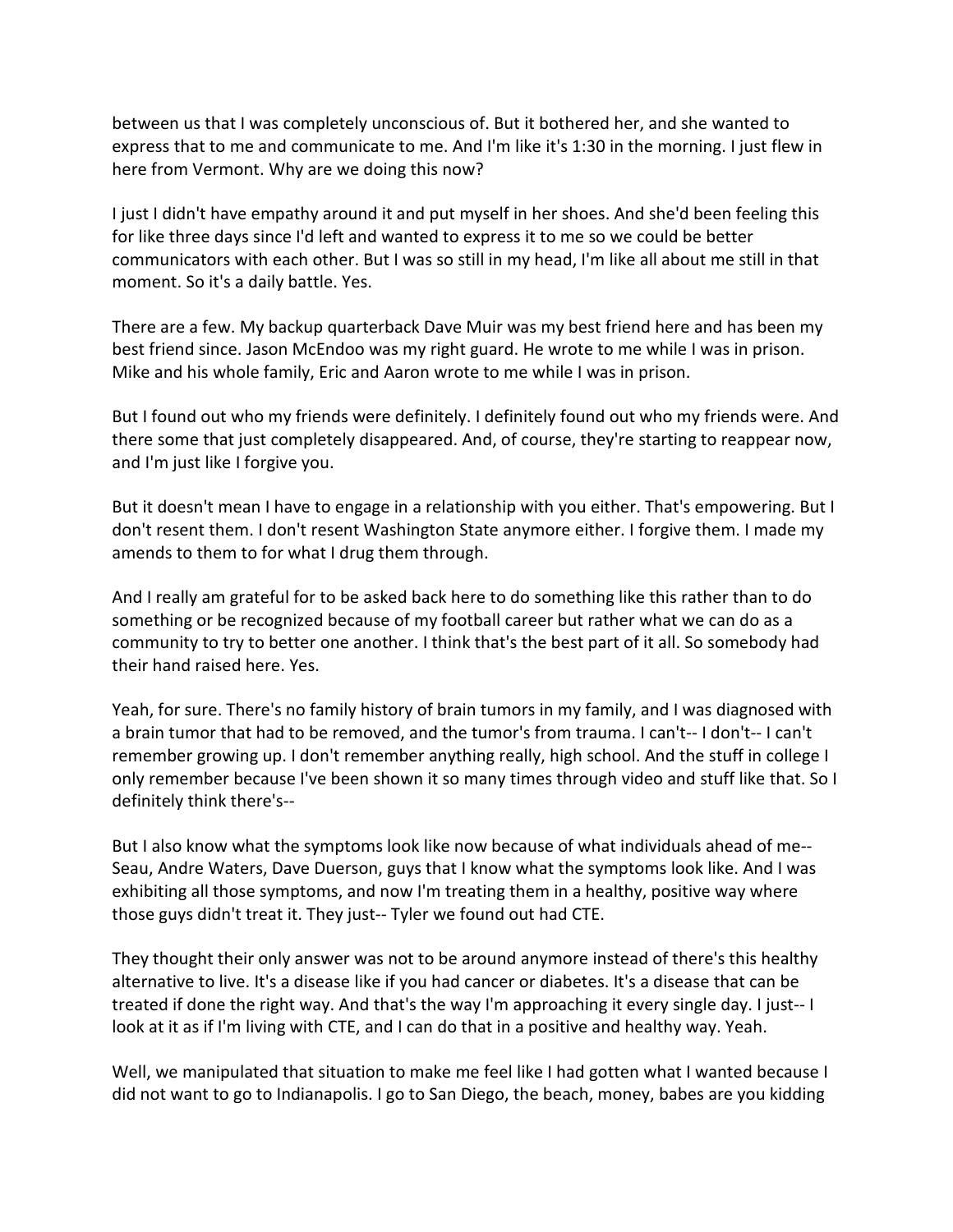between us that I was completely unconscious of. But it bothered her, and she wanted to express that to me and communicate to me. And I'm like it's 1:30 in the morning. I just flew in here from Vermont. Why are we doing this now?

I just I didn't have empathy around it and put myself in her shoes. And she'd been feeling this for like three days since I'd left and wanted to express it to me so we could be better communicators with each other. But I was so still in my head, I'm like all about me still in that moment. So it's a daily battle. Yes.

There are a few. My backup quarterback Dave Muir was my best friend here and has been my best friend since. Jason McEndoo was my right guard. He wrote to me while I was in prison. Mike and his whole family, Eric and Aaron wrote to me while I was in prison.

But I found out who my friends were definitely. I definitely found out who my friends were. And there some that just completely disappeared. And, of course, they're starting to reappear now, and I'm just like I forgive you.

But it doesn't mean I have to engage in a relationship with you either. That's empowering. But I don't resent them. I don't resent Washington State anymore either. I forgive them. I made my amends to them to for what I drug them through.

And I really am grateful for to be asked back here to do something like this rather than to do something or be recognized because of my football career but rather what we can do as a community to try to better one another. I think that's the best part of it all. So somebody had their hand raised here. Yes.

Yeah, for sure. There's no family history of brain tumors in my family, and I was diagnosed with a brain tumor that had to be removed, and the tumor's from trauma. I can't-- I don't-- I can't remember growing up. I don't remember anything really, high school. And the stuff in college I only remember because I've been shown it so many times through video and stuff like that. So I definitely think there's--

But I also know what the symptoms look like now because of what individuals ahead of me-- Seau, Andre Waters, Dave Duerson, guys that I know what the symptoms look like. And I was exhibiting all those symptoms, and now I'm treating them in a healthy, positive way where those guys didn't treat it. They just-- Tyler we found out had CTE.

They thought their only answer was not to be around anymore instead of there's this healthy alternative to live. It's a disease like if you had cancer or diabetes. It's a disease that can be treated if done the right way. And that's the way I'm approaching it every single day. I just-- I look at it as if I'm living with CTE, and I can do that in a positive and healthy way. Yeah.

Well, we manipulated that situation to make me feel like I had gotten what I wanted because I did not want to go to Indianapolis. I go to San Diego, the beach, money, babes are you kidding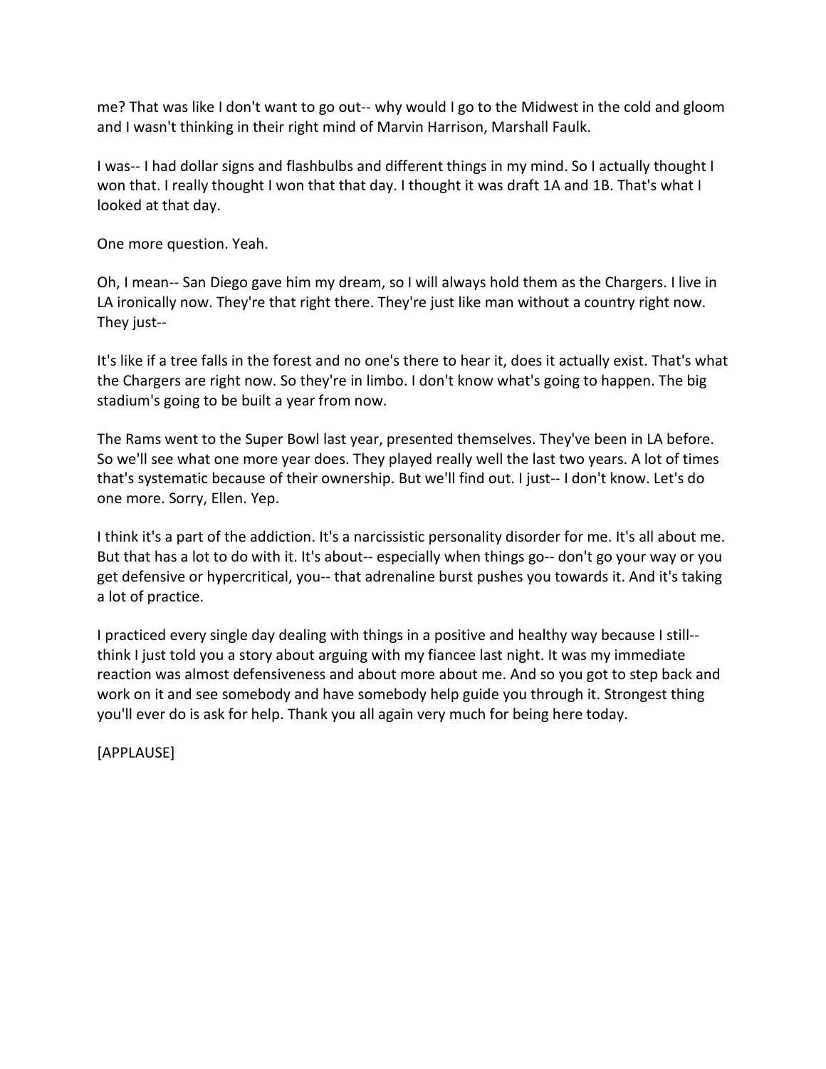me? That was like I don't want to go out-- why would I go to the Midwest in the cold and gloom and I wasn't thinking in their right mind of Marvin Harrison, Marshall Faulk.

I was-- I had dollar signs and flashbulbs and different things in my mind. So I actually thought I won that. I really thought I won that that day. I thought it was draft 1A and 1B. That's what I looked at that day.

One more question. Yeah.

Oh, I mean-- San Diego gave him my dream, so I will always hold them as the Chargers. I live in LA ironically now. They're that right there. They're just like man without a country right now. They just--

It's like if a tree falls in the forest and no one's there to hear it, does it actually exist. That's what the Chargers are right now. So they're in limbo. I don't know what's going to happen. The big stadium's going to be built a year from now.

The Rams went to the Super Bowl last year, presented themselves. They've been in LA before. So we'll see what one more year does. They played really well the last two years. A lot of times that's systematic because of their ownership. But we'll find out. I just-- I don't know. Let's do one more. Sorry, Ellen. Yep.

I think it's a part of the addiction. It's a narcissistic personality disorder for me. It's all about me. But that has a lot to do with it. It's about-- especially when things go-- don't go your way or you get defensive or hypercritical, you-- that adrenaline burst pushes you towards it. And it's taking a lot of practice.

I practiced every single day dealing with things in a positive and healthy way because I still-- think I just told you a story about arguing with my fiancee last night. It was my immediate reaction was almost defensiveness and about more about me. And so you got to step back and work on it and see somebody and have somebody help guide you through it. Strongest thing you'll ever do is ask for help. Thank you all again very much for being here today.

[APPLAUSE]